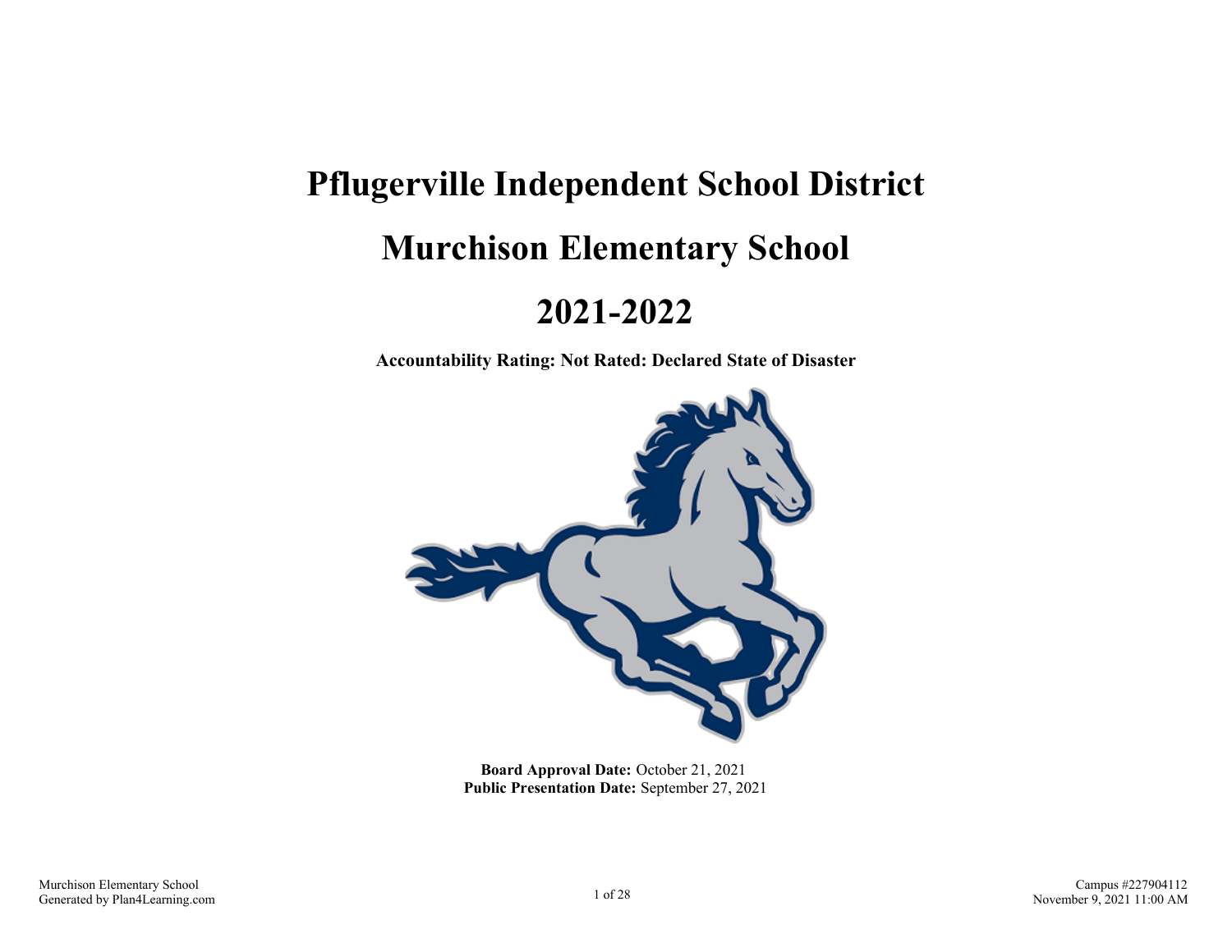# Pflugerville Independent School District

# Murchison Elementary School

# 2021-2022

**Accountability Rating: Not Rated: Declared State of Disaster**

**Board Approval Date:** October 21, 2021
**Public Presentation Date:** September 27, 2021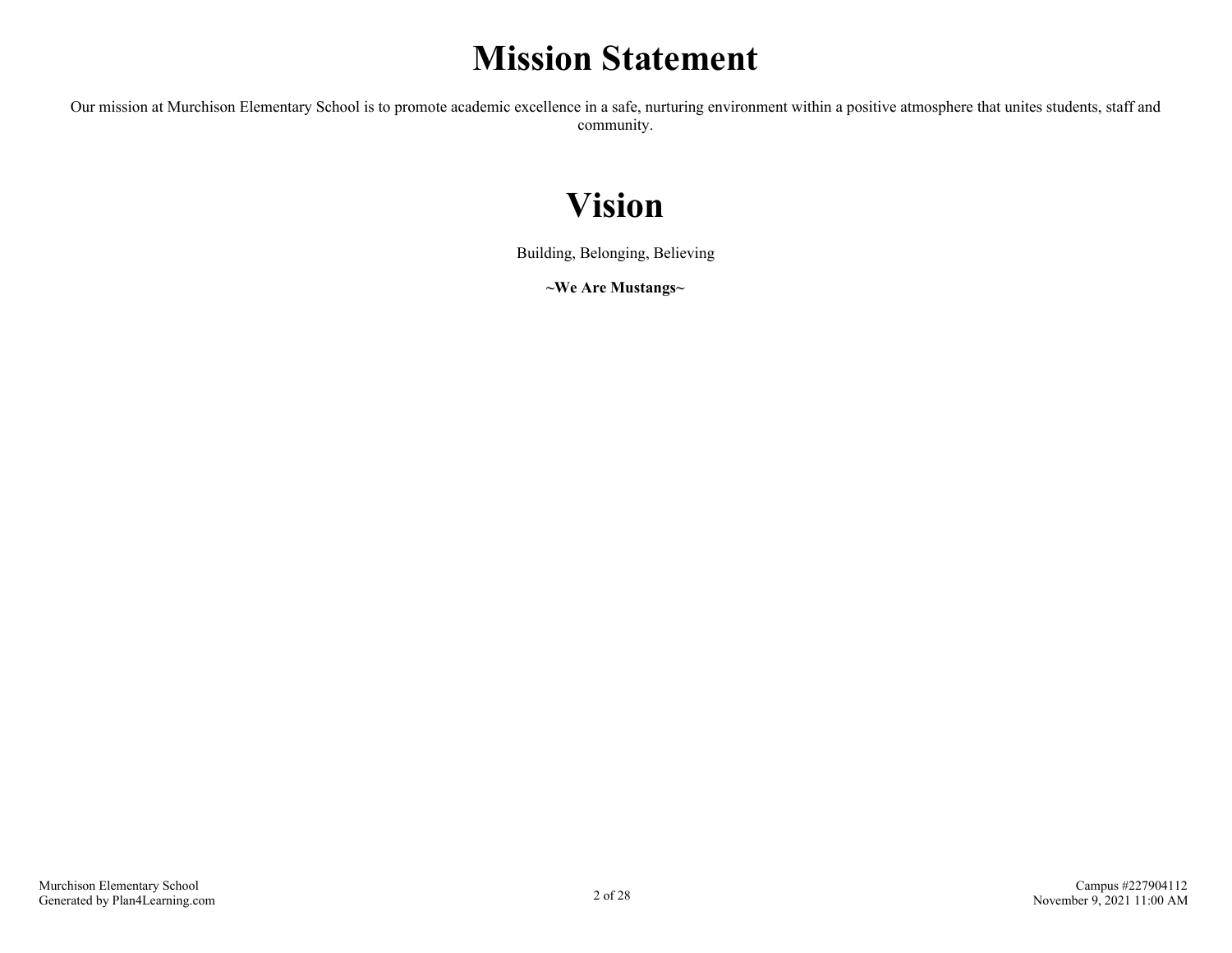# Mission Statement

Our mission at Murchison Elementary School is to promote academic excellence in a safe, nurturing environment within a positive atmosphere that unites students, staff and community.

# Vision

Building, Belonging, Believing

**~We Are Mustangs~**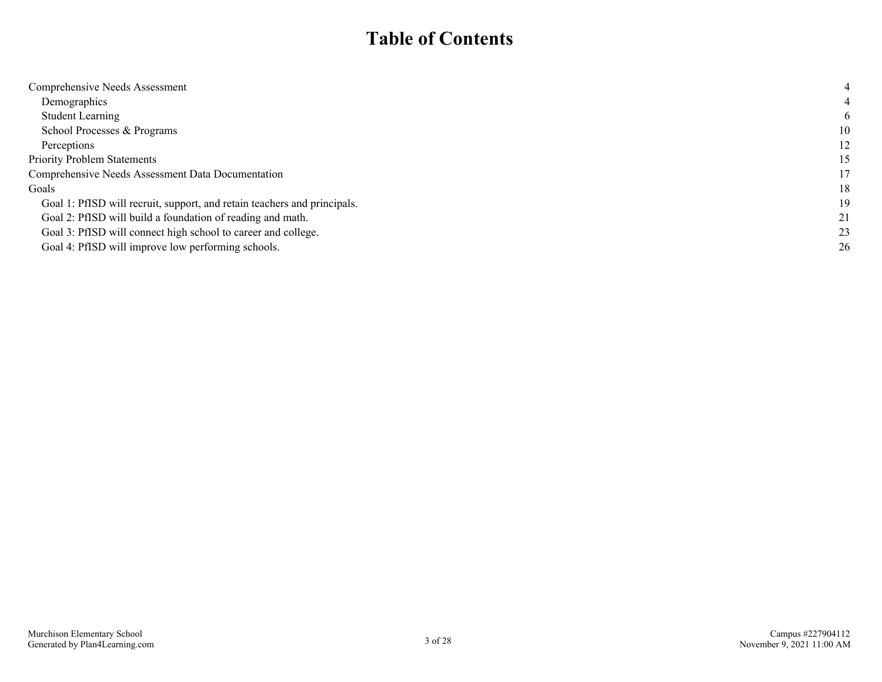# Table of Contents

| | |
|---|---|
| Comprehensive Needs Assessment | 4 |
| Demographics | 4 |
| Student Learning | 6 |
| School Processes & Programs | 10 |
| Perceptions | 12 |
| Priority Problem Statements | 15 |
| Comprehensive Needs Assessment Data Documentation | 17 |
| Goals | 18 |
| Goal 1: PfISD will recruit, support, and retain teachers and principals. | 19 |
| Goal 2: PfISD will build a foundation of reading and math. | 21 |
| Goal 3: PfISD will connect high school to career and college. | 23 |
| Goal 4: PfISD will improve low performing schools. | 26 |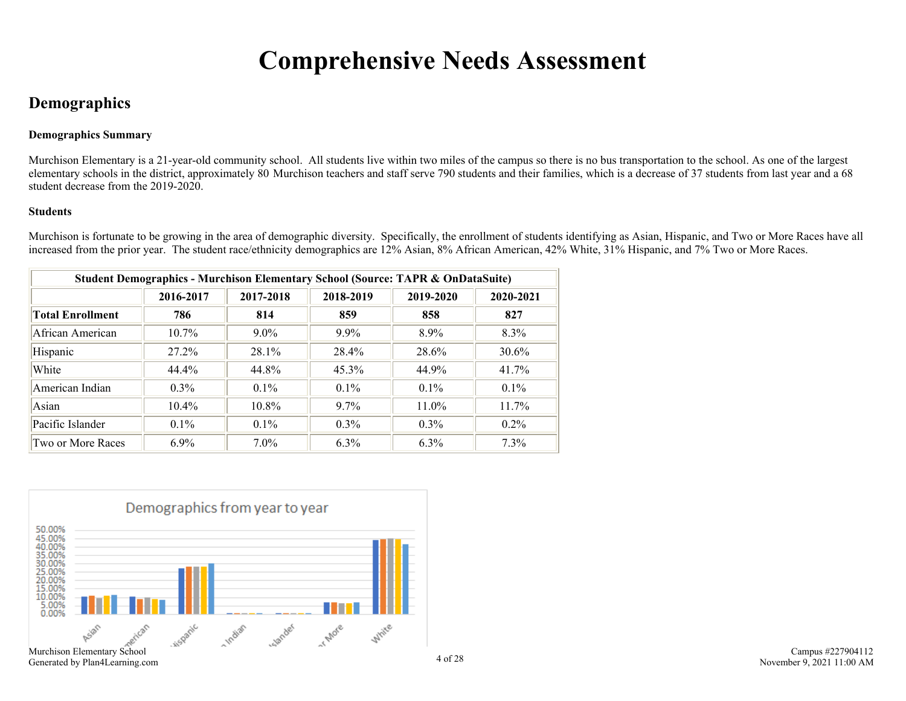# Comprehensive Needs Assessment

## Demographics

### Demographics Summary

Murchison Elementary is a 21-year-old community school. All students live within two miles of the campus so there is no bus transportation to the school. As one of the largest elementary schools in the district, approximately 80 Murchison teachers and staff serve 790 students and their families, which is a decrease of 37 students from last year and a 68 student decrease from the 2019-2020.

### Students

Murchison is fortunate to be growing in the area of demographic diversity. Specifically, the enrollment of students identifying as Asian, Hispanic, and Two or More Races have all increased from the prior year. The student race/ethnicity demographics are 12% Asian, 8% African American, 42% White, 31% Hispanic, and 7% Two or More Races.

| Student Demographics - Murchison Elementary School (Source: TAPR & OnDataSuite) | | | | | |
|---|---|---|---|---|---|
| | **2016-2017** | **2017-2018** | **2018-2019** | **2019-2020** | **2020-2021** |
| **Total Enrollment** | **786** | **814** | **859** | **858** | **827** |
| African American | 10.7% | 9.0% | 9.9% | 8.9% | 8.3% |
| Hispanic | 27.2% | 28.1% | 28.4% | 28.6% | 30.6% |
| White | 44.4% | 44.8% | 45.3% | 44.9% | 41.7% |
| American Indian | 0.3% | 0.1% | 0.1% | 0.1% | 0.1% |
| Asian | 10.4% | 10.8% | 9.7% | 11.0% | 11.7% |
| Pacific Islander | 0.1% | 0.1% | 0.3% | 0.3% | 0.2% |
| Two or More Races | 6.9% | 7.0% | 6.3% | 6.3% | 7.3% |

Demographics from year to year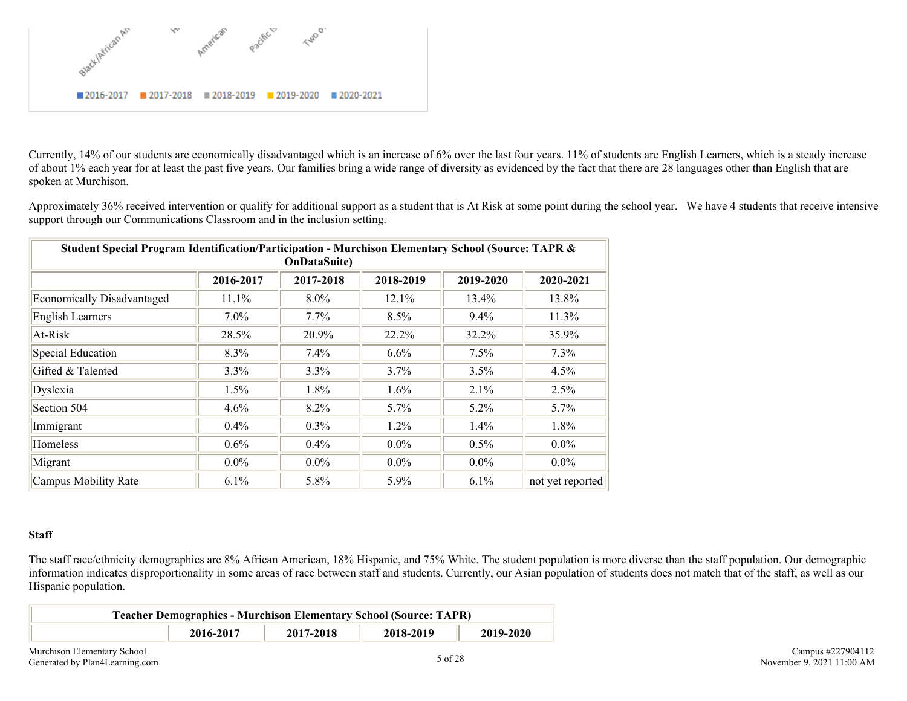Currently, 14% of our students are economically disadvantaged which is an increase of 6% over the last four years. 11% of students are English Learners, which is a steady increase of about 1% each year for at least the past five years. Our families bring a wide range of diversity as evidenced by the fact that there are 28 languages other than English that are spoken at Murchison.

Approximately 36% received intervention or qualify for additional support as a student that is At Risk at some point during the school year. We have 4 students that receive intensive support through our Communications Classroom and in the inclusion setting.

| Student Special Program Identification/Participation - Murchison Elementary School (Source: TAPR & OnDataSuite) | | | | | |
|---|---|---|---|---|---|
| | 2016-2017 | 2017-2018 | 2018-2019 | 2019-2020 | 2020-2021 |
| Economically Disadvantaged | 11.1% | 8.0% | 12.1% | 13.4% | 13.8% |
| English Learners | 7.0% | 7.7% | 8.5% | 9.4% | 11.3% |
| At-Risk | 28.5% | 20.9% | 22.2% | 32.2% | 35.9% |
| Special Education | 8.3% | 7.4% | 6.6% | 7.5% | 7.3% |
| Gifted & Talented | 3.3% | 3.3% | 3.7% | 3.5% | 4.5% |
| Dyslexia | 1.5% | 1.8% | 1.6% | 2.1% | 2.5% |
| Section 504 | 4.6% | 8.2% | 5.7% | 5.2% | 5.7% |
| Immigrant | 0.4% | 0.3% | 1.2% | 1.4% | 1.8% |
| Homeless | 0.6% | 0.4% | 0.0% | 0.5% | 0.0% |
| Migrant | 0.0% | 0.0% | 0.0% | 0.0% | 0.0% |
| Campus Mobility Rate | 6.1% | 5.8% | 5.9% | 6.1% | not yet reported |

**Staff**

The staff race/ethnicity demographics are 8% African American, 18% Hispanic, and 75% White. The student population is more diverse than the staff population. Our demographic information indicates disproportionality in some areas of race between staff and students. Currently, our Asian population of students does not match that of the staff, as well as our Hispanic population.

| Teacher Demographics - Murchison Elementary School (Source: TAPR) | | | | |
|---|---|---|---|---|
| | 2016-2017 | 2017-2018 | 2018-2019 | 2019-2020 |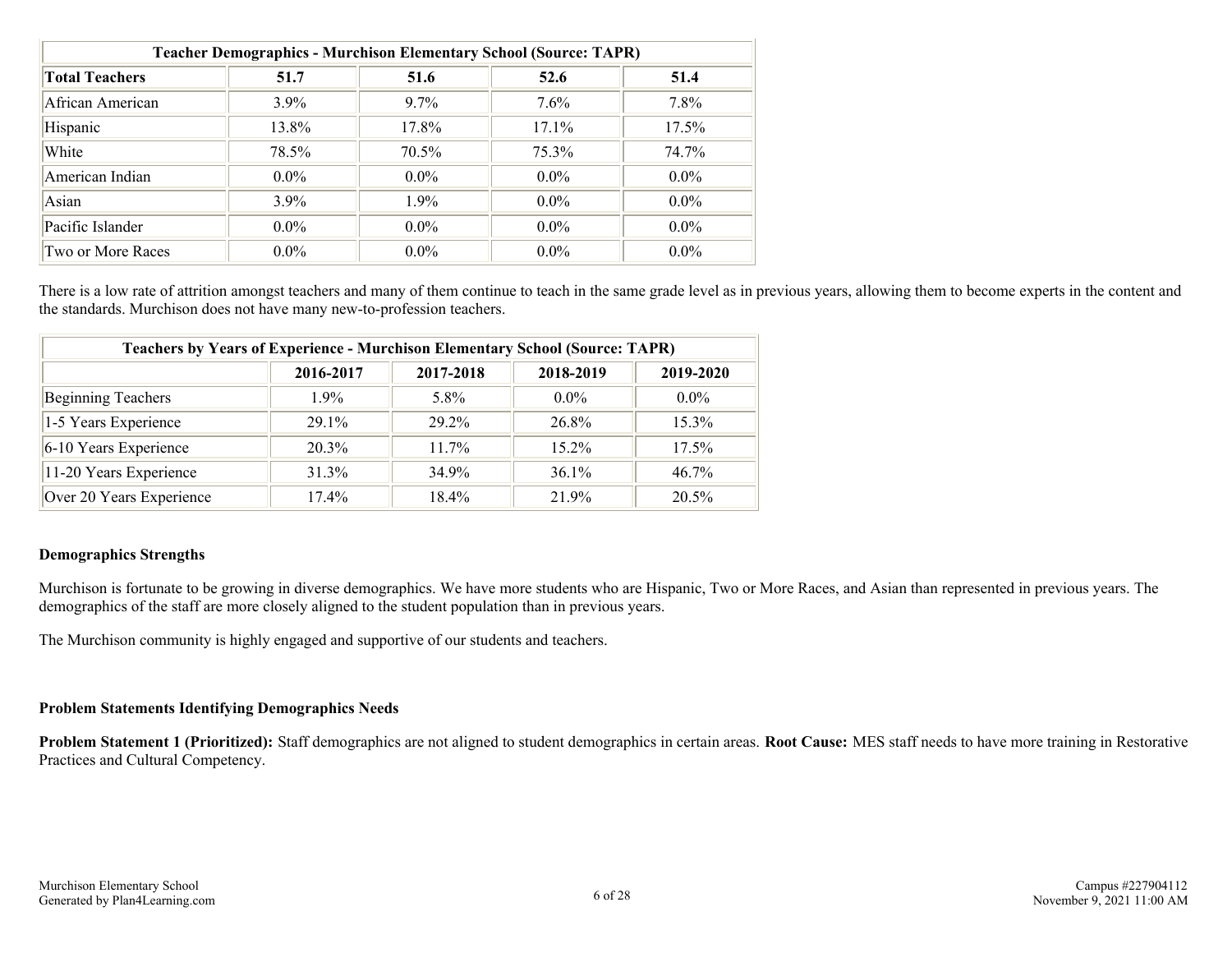| Teacher Demographics - Murchison Elementary School (Source: TAPR) | | | | |
|---|---|---|---|---|
| **Total Teachers** | **51.7** | **51.6** | **52.6** | **51.4** |
| African American | 3.9% | 9.7% | 7.6% | 7.8% |
| Hispanic | 13.8% | 17.8% | 17.1% | 17.5% |
| White | 78.5% | 70.5% | 75.3% | 74.7% |
| American Indian | 0.0% | 0.0% | 0.0% | 0.0% |
| Asian | 3.9% | 1.9% | 0.0% | 0.0% |
| Pacific Islander | 0.0% | 0.0% | 0.0% | 0.0% |
| Two or More Races | 0.0% | 0.0% | 0.0% | 0.0% |

There is a low rate of attrition amongst teachers and many of them continue to teach in the same grade level as in previous years, allowing them to become experts in the content and the standards. Murchison does not have many new-to-profession teachers.

| Teachers by Years of Experience - Murchison Elementary School (Source: TAPR) | | | | |
|---|---|---|---|---|
| | **2016-2017** | **2017-2018** | **2018-2019** | **2019-2020** |
| Beginning Teachers | 1.9% | 5.8% | 0.0% | 0.0% |
| 1-5 Years Experience | 29.1% | 29.2% | 26.8% | 15.3% |
| 6-10 Years Experience | 20.3% | 11.7% | 15.2% | 17.5% |
| 11-20 Years Experience | 31.3% | 34.9% | 36.1% | 46.7% |
| Over 20 Years Experience | 17.4% | 18.4% | 21.9% | 20.5% |

### Demographics Strengths

Murchison is fortunate to be growing in diverse demographics. We have more students who are Hispanic, Two or More Races, and Asian than represented in previous years. The demographics of the staff are more closely aligned to the student population than in previous years.

The Murchison community is highly engaged and supportive of our students and teachers.

### Problem Statements Identifying Demographics Needs

**Problem Statement 1 (Prioritized):** Staff demographics are not aligned to student demographics in certain areas. **Root Cause:** MES staff needs to have more training in Restorative Practices and Cultural Competency.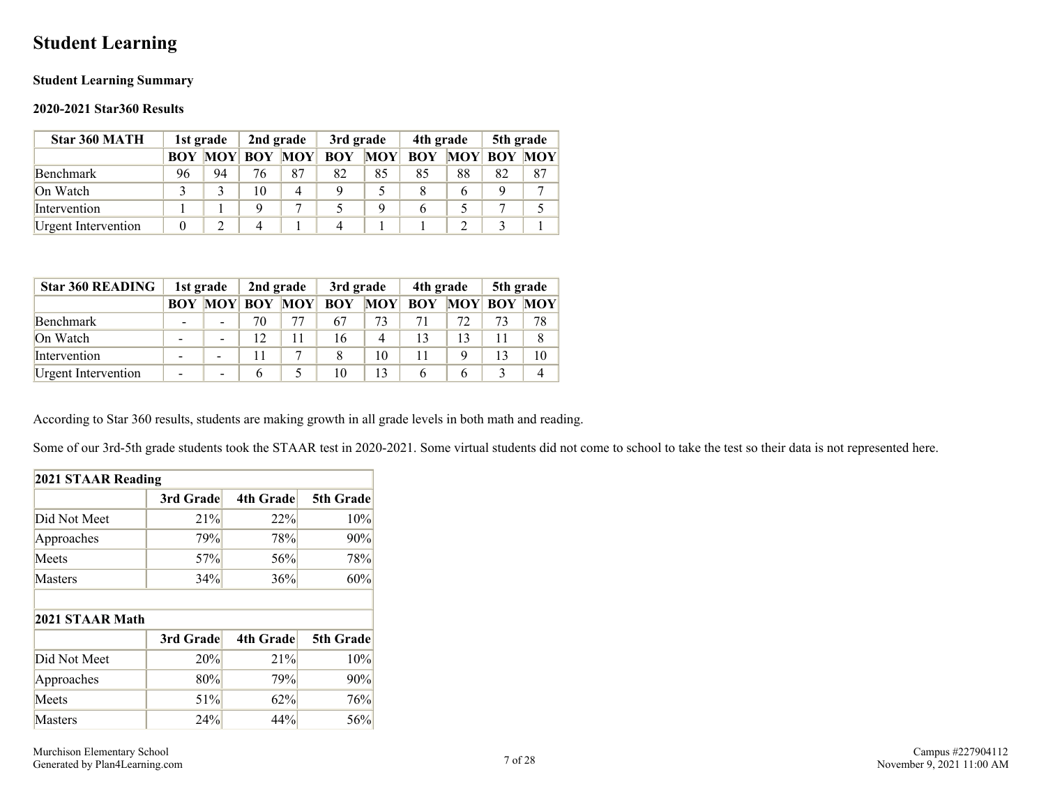# Student Learning

**Student Learning Summary**

**2020-2021 Star360 Results**

| Star 360 MATH | 1st grade | | 2nd grade | | 3rd grade | | 4th grade | | 5th grade | |
|---|---|---|---|---|---|---|---|---|---|---|
| | BOY | MOY | BOY | MOY | BOY | MOY | BOY | MOY | BOY | MOY |
| Benchmark | 96 | 94 | 76 | 87 | 82 | 85 | 85 | 88 | 82 | 87 |
| On Watch | 3 | 3 | 10 | 4 | 9 | 5 | 8 | 6 | 9 | 7 |
| Intervention | 1 | 1 | 9 | 7 | 5 | 9 | 6 | 5 | 7 | 5 |
| Urgent Intervention | 0 | 2 | 4 | 1 | 4 | 1 | 1 | 2 | 3 | 1 |

| Star 360 READING | 1st grade | | 2nd grade | | 3rd grade | | 4th grade | | 5th grade | |
|---|---|---|---|---|---|---|---|---|---|---|
| | BOY | MOY | BOY | MOY | BOY | MOY | BOY | MOY | BOY | MOY |
| Benchmark | - | - | 70 | 77 | 67 | 73 | 71 | 72 | 73 | 78 |
| On Watch | - | - | 12 | 11 | 16 | 4 | 13 | 13 | 11 | 8 |
| Intervention | - | - | 11 | 7 | 8 | 10 | 11 | 9 | 13 | 10 |
| Urgent Intervention | - | - | 6 | 5 | 10 | 13 | 6 | 6 | 3 | 4 |

According to Star 360 results, students are making growth in all grade levels in both math and reading.

Some of our 3rd-5th grade students took the STAAR test in 2020-2021. Some virtual students did not come to school to take the test so their data is not represented here.

| 2021 STAAR Reading | | | |
|---|---|---|---|
| | 3rd Grade | 4th Grade | 5th Grade |
| Did Not Meet | 21% | 22% | 10% |
| Approaches | 79% | 78% | 90% |
| Meets | 57% | 56% | 78% |
| Masters | 34% | 36% | 60% |
| | | | |
| **2021 STAAR Math** | | | |
| | 3rd Grade | 4th Grade | 5th Grade |
| Did Not Meet | 20% | 21% | 10% |
| Approaches | 80% | 79% | 90% |
| Meets | 51% | 62% | 76% |
| Masters | 24% | 44% | 56% |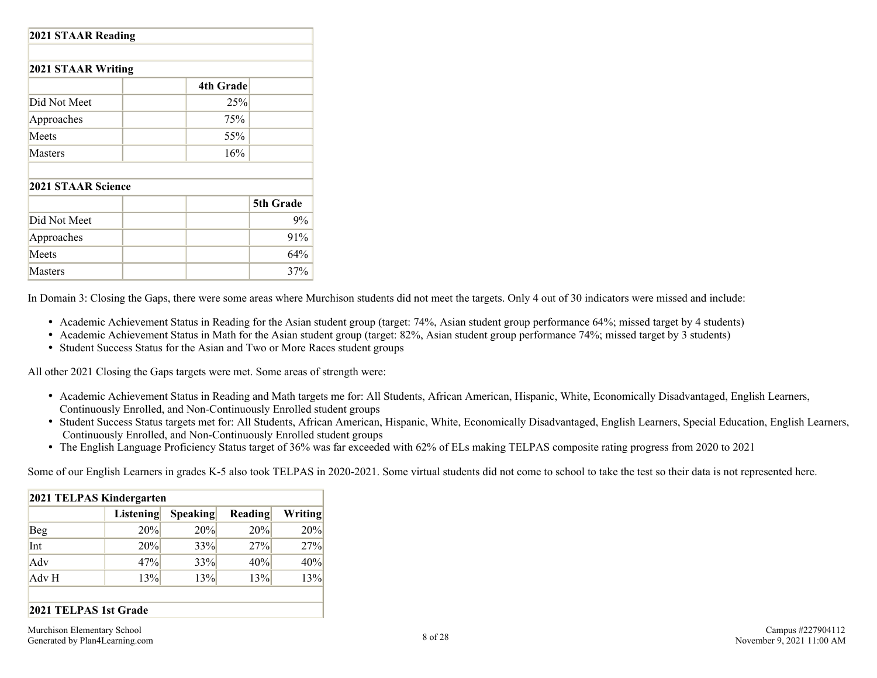| 2021 STAAR Reading | | | |
|---|---|---|---|
| | | | |
| **2021 STAAR Writing** | | | |
| | | **4th Grade** | |
| Did Not Meet | | 25% | |
| Approaches | | 75% | |
| Meets | | 55% | |
| Masters | | 16% | |
| | | | |
| **2021 STAAR Science** | | | |
| | | | **5th Grade** |
| Did Not Meet | | | 9% |
| Approaches | | | 91% |
| Meets | | | 64% |
| Masters | | | 37% |

In Domain 3: Closing the Gaps, there were some areas where Murchison students did not meet the targets. Only 4 out of 30 indicators were missed and include:

- Academic Achievement Status in Reading for the Asian student group (target: 74%, Asian student group performance 64%; missed target by 4 students)
- Academic Achievement Status in Math for the Asian student group (target: 82%, Asian student group performance 74%; missed target by 3 students)
- Student Success Status for the Asian and Two or More Races student groups

All other 2021 Closing the Gaps targets were met. Some areas of strength were:

- Academic Achievement Status in Reading and Math targets me for: All Students, African American, Hispanic, White, Economically Disadvantaged, English Learners, Continuously Enrolled, and Non-Continuously Enrolled student groups
- Student Success Status targets met for: All Students, African American, Hispanic, White, Economically Disadvantaged, English Learners, Special Education, English Learners, Continuously Enrolled, and Non-Continuously Enrolled student groups
- The English Language Proficiency Status target of 36% was far exceeded with 62% of ELs making TELPAS composite rating progress from 2020 to 2021

Some of our English Learners in grades K-5 also took TELPAS in 2020-2021. Some virtual students did not come to school to take the test so their data is not represented here.

| 2021 TELPAS Kindergarten | | | | |
|---|---|---|---|---|
| | **Listening** | **Speaking** | **Reading** | **Writing** |
| Beg | 20% | 20% | 20% | 20% |
| Int | 20% | 33% | 27% | 27% |
| Adv | 47% | 33% | 40% | 40% |
| Adv H | 13% | 13% | 13% | 13% |
| | | | | |
| **2021 TELPAS 1st Grade** | | | | |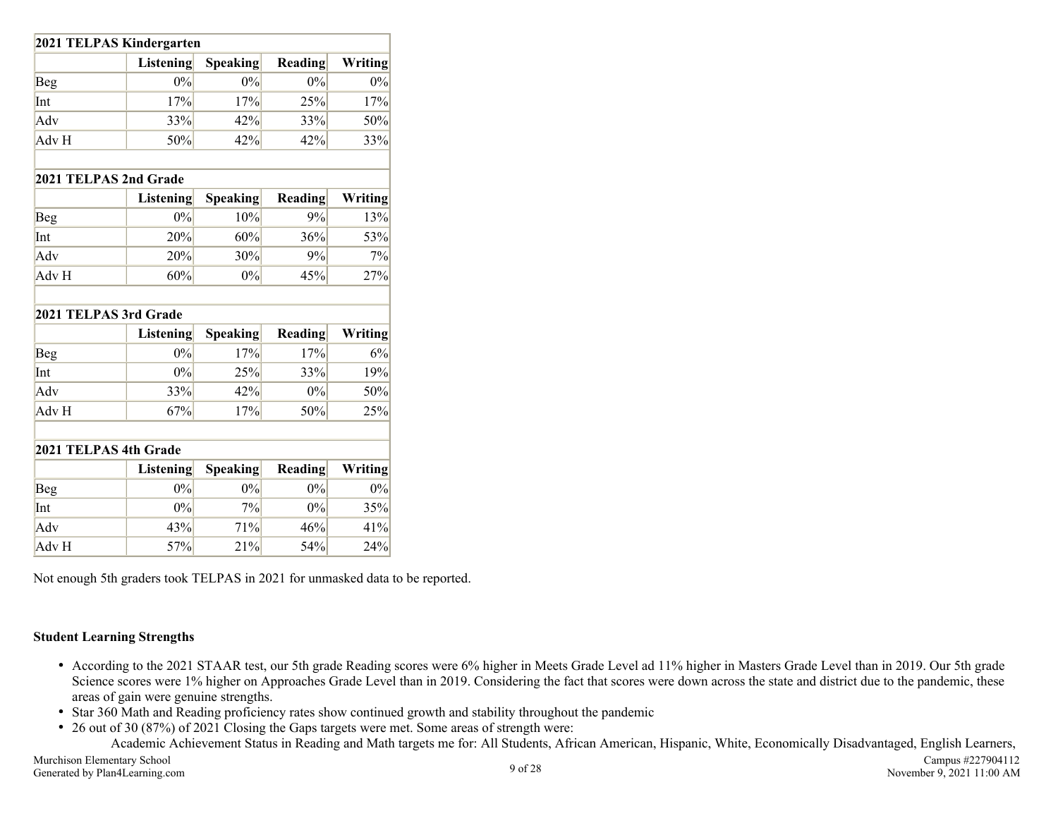| 2021 TELPAS Kindergarten | | | | |
|---|---|---|---|---|
| | Listening | Speaking | Reading | Writing |
| Beg | 0% | 0% | 0% | 0% |
| Int | 17% | 17% | 25% | 17% |
| Adv | 33% | 42% | 33% | 50% |
| Adv H | 50% | 42% | 42% | 33% |

| 2021 TELPAS 2nd Grade | | | | |
|---|---|---|---|---|
| | Listening | Speaking | Reading | Writing |
| Beg | 0% | 10% | 9% | 13% |
| Int | 20% | 60% | 36% | 53% |
| Adv | 20% | 30% | 9% | 7% |
| Adv H | 60% | 0% | 45% | 27% |

| 2021 TELPAS 3rd Grade | | | | |
|---|---|---|---|---|
| | Listening | Speaking | Reading | Writing |
| Beg | 0% | 17% | 17% | 6% |
| Int | 0% | 25% | 33% | 19% |
| Adv | 33% | 42% | 0% | 50% |
| Adv H | 67% | 17% | 50% | 25% |

| 2021 TELPAS 4th Grade | | | | |
|---|---|---|---|---|
| | Listening | Speaking | Reading | Writing |
| Beg | 0% | 0% | 0% | 0% |
| Int | 0% | 7% | 0% | 35% |
| Adv | 43% | 71% | 46% | 41% |
| Adv H | 57% | 21% | 54% | 24% |

Not enough 5th graders took TELPAS in 2021 for unmasked data to be reported.

**Student Learning Strengths**

- According to the 2021 STAAR test, our 5th grade Reading scores were 6% higher in Meets Grade Level ad 11% higher in Masters Grade Level than in 2019. Our 5th grade Science scores were 1% higher on Approaches Grade Level than in 2019. Considering the fact that scores were down across the state and district due to the pandemic, these areas of gain were genuine strengths.
- Star 360 Math and Reading proficiency rates show continued growth and stability throughout the pandemic
- 26 out of 30 (87%) of 2021 Closing the Gaps targets were met. Some areas of strength were:
  Academic Achievement Status in Reading and Math targets me for: All Students, African American, Hispanic, White, Economically Disadvantaged, English Learners,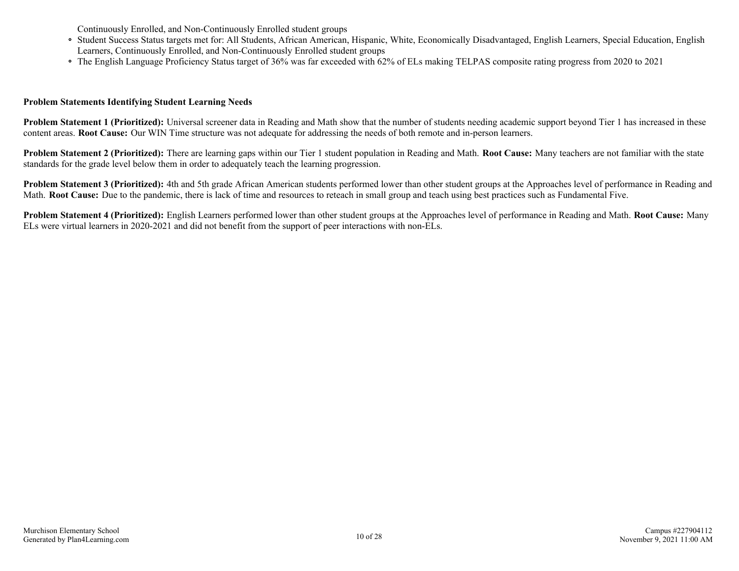Continuously Enrolled, and Non-Continuously Enrolled student groups

- Student Success Status targets met for: All Students, African American, Hispanic, White, Economically Disadvantaged, English Learners, Special Education, English Learners, Continuously Enrolled, and Non-Continuously Enrolled student groups
- The English Language Proficiency Status target of 36% was far exceeded with 62% of ELs making TELPAS composite rating progress from 2020 to 2021

**Problem Statements Identifying Student Learning Needs**

**Problem Statement 1 (Prioritized):** Universal screener data in Reading and Math show that the number of students needing academic support beyond Tier 1 has increased in these content areas. **Root Cause:** Our WIN Time structure was not adequate for addressing the needs of both remote and in-person learners.

**Problem Statement 2 (Prioritized):** There are learning gaps within our Tier 1 student population in Reading and Math. **Root Cause:** Many teachers are not familiar with the state standards for the grade level below them in order to adequately teach the learning progression.

**Problem Statement 3 (Prioritized):** 4th and 5th grade African American students performed lower than other student groups at the Approaches level of performance in Reading and Math. **Root Cause:** Due to the pandemic, there is lack of time and resources to reteach in small group and teach using best practices such as Fundamental Five.

**Problem Statement 4 (Prioritized):** English Learners performed lower than other student groups at the Approaches level of performance in Reading and Math. **Root Cause:** Many ELs were virtual learners in 2020-2021 and did not benefit from the support of peer interactions with non-ELs.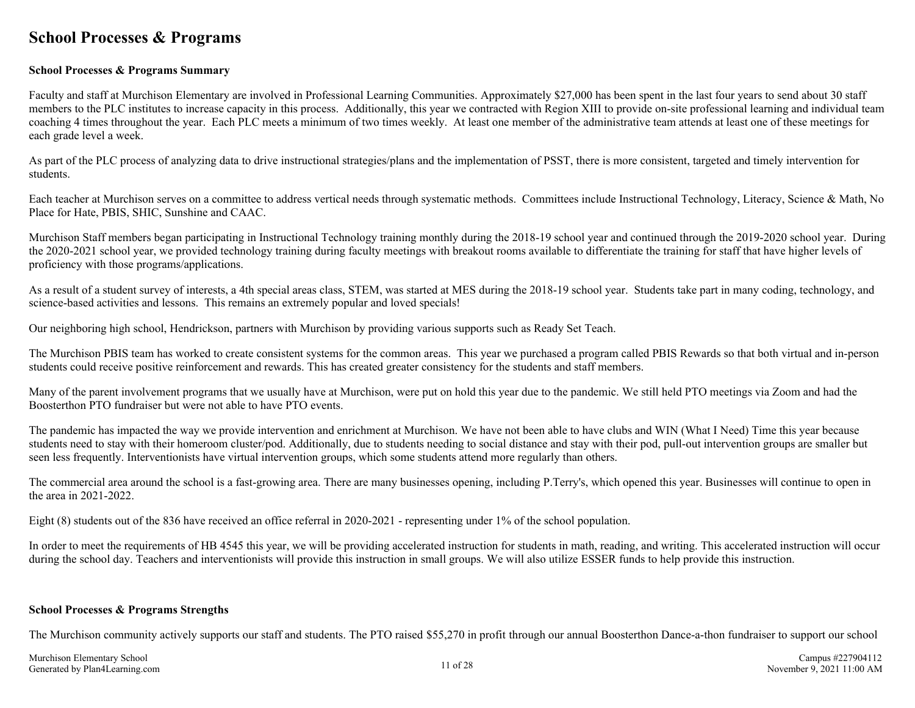# School Processes & Programs

**School Processes & Programs Summary**

Faculty and staff at Murchison Elementary are involved in Professional Learning Communities. Approximately $27,000 has been spent in the last four years to send about 30 staff members to the PLC institutes to increase capacity in this process. Additionally, this year we contracted with Region XIII to provide on-site professional learning and individual team coaching 4 times throughout the year. Each PLC meets a minimum of two times weekly. At least one member of the administrative team attends at least one of these meetings for each grade level a week.

As part of the PLC process of analyzing data to drive instructional strategies/plans and the implementation of PSST, there is more consistent, targeted and timely intervention for students.

Each teacher at Murchison serves on a committee to address vertical needs through systematic methods. Committees include Instructional Technology, Literacy, Science & Math, No Place for Hate, PBIS, SHIC, Sunshine and CAAC.

Murchison Staff members began participating in Instructional Technology training monthly during the 2018-19 school year and continued through the 2019-2020 school year. During the 2020-2021 school year, we provided technology training during faculty meetings with breakout rooms available to differentiate the training for staff that have higher levels of proficiency with those programs/applications.

As a result of a student survey of interests, a 4th special areas class, STEM, was started at MES during the 2018-19 school year. Students take part in many coding, technology, and science-based activities and lessons. This remains an extremely popular and loved specials!

Our neighboring high school, Hendrickson, partners with Murchison by providing various supports such as Ready Set Teach.

The Murchison PBIS team has worked to create consistent systems for the common areas. This year we purchased a program called PBIS Rewards so that both virtual and in-person students could receive positive reinforcement and rewards. This has created greater consistency for the students and staff members.

Many of the parent involvement programs that we usually have at Murchison, were put on hold this year due to the pandemic. We still held PTO meetings via Zoom and had the Boosterthon PTO fundraiser but were not able to have PTO events.

The pandemic has impacted the way we provide intervention and enrichment at Murchison. We have not been able to have clubs and WIN (What I Need) Time this year because students need to stay with their homeroom cluster/pod. Additionally, due to students needing to social distance and stay with their pod, pull-out intervention groups are smaller but seen less frequently. Interventionists have virtual intervention groups, which some students attend more regularly than others.

The commercial area around the school is a fast-growing area. There are many businesses opening, including P.Terry's, which opened this year. Businesses will continue to open in the area in 2021-2022.

Eight (8) students out of the 836 have received an office referral in 2020-2021 - representing under 1% of the school population.

In order to meet the requirements of HB 4545 this year, we will be providing accelerated instruction for students in math, reading, and writing. This accelerated instruction will occur during the school day. Teachers and interventionists will provide this instruction in small groups. We will also utilize ESSER funds to help provide this instruction.

**School Processes & Programs Strengths**

The Murchison community actively supports our staff and students. The PTO raised $55,270 in profit through our annual Boosterthon Dance-a-thon fundraiser to support our school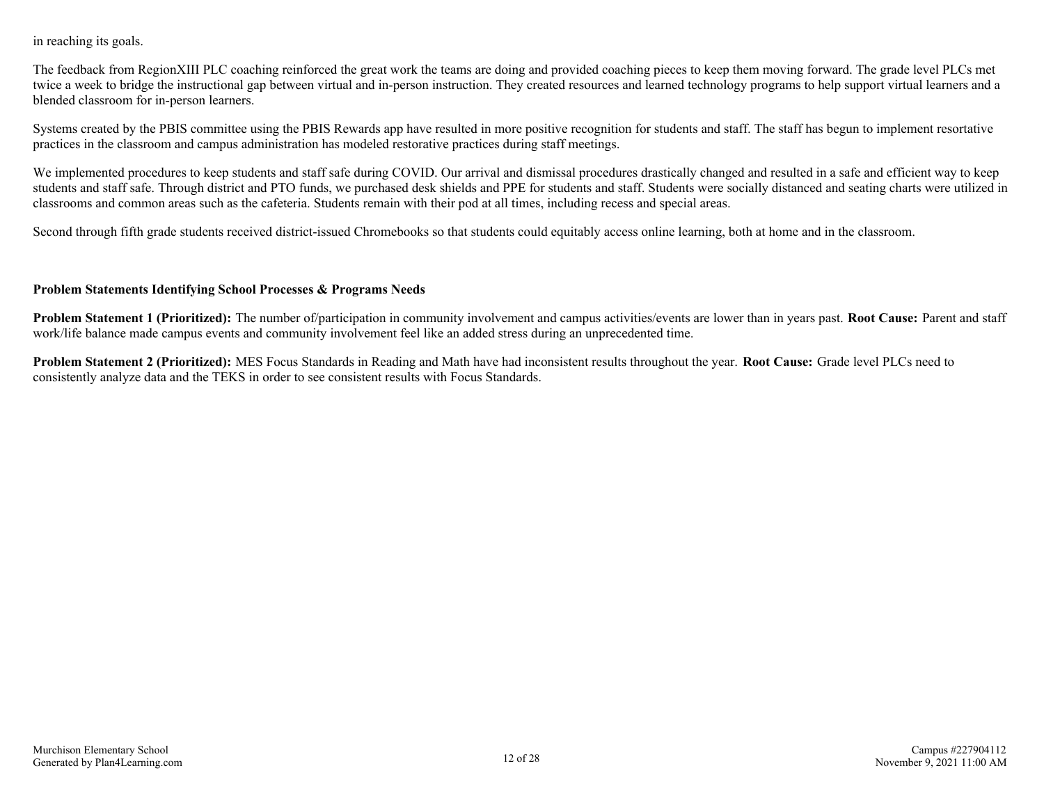in reaching its goals.

The feedback from RegionXIII PLC coaching reinforced the great work the teams are doing and provided coaching pieces to keep them moving forward. The grade level PLCs met twice a week to bridge the instructional gap between virtual and in-person instruction. They created resources and learned technology programs to help support virtual learners and a blended classroom for in-person learners.

Systems created by the PBIS committee using the PBIS Rewards app have resulted in more positive recognition for students and staff. The staff has begun to implement resortative practices in the classroom and campus administration has modeled restorative practices during staff meetings.

We implemented procedures to keep students and staff safe during COVID. Our arrival and dismissal procedures drastically changed and resulted in a safe and efficient way to keep students and staff safe. Through district and PTO funds, we purchased desk shields and PPE for students and staff. Students were socially distanced and seating charts were utilized in classrooms and common areas such as the cafeteria. Students remain with their pod at all times, including recess and special areas.

Second through fifth grade students received district-issued Chromebooks so that students could equitably access online learning, both at home and in the classroom.

### Problem Statements Identifying School Processes & Programs Needs

**Problem Statement 1 (Prioritized):** The number of/participation in community involvement and campus activities/events are lower than in years past. **Root Cause:** Parent and staff work/life balance made campus events and community involvement feel like an added stress during an unprecedented time.

**Problem Statement 2 (Prioritized):** MES Focus Standards in Reading and Math have had inconsistent results throughout the year. **Root Cause:** Grade level PLCs need to consistently analyze data and the TEKS in order to see consistent results with Focus Standards.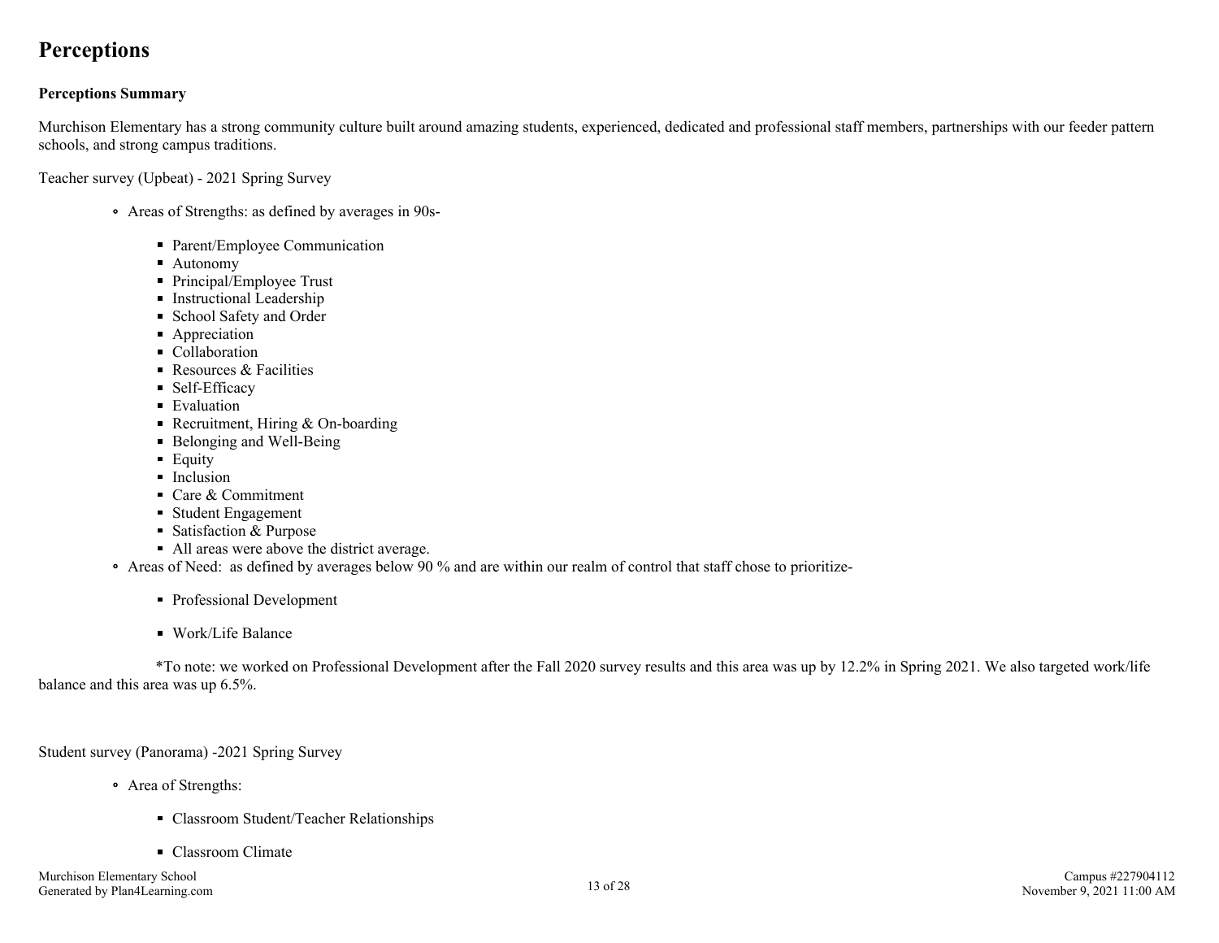# Perceptions

**Perceptions Summary**

Murchison Elementary has a strong community culture built around amazing students, experienced, dedicated and professional staff members, partnerships with our feeder pattern schools, and strong campus traditions.

Teacher survey (Upbeat) - 2021 Spring Survey

- Areas of Strengths: as defined by averages in 90s-
    - Parent/Employee Communication
    - Autonomy
    - Principal/Employee Trust
    - Instructional Leadership
    - School Safety and Order
    - Appreciation
    - Collaboration
    - Resources & Facilities
    - Self-Efficacy
    - Evaluation
    - Recruitment, Hiring & On-boarding
    - Belonging and Well-Being
    - Equity
    - Inclusion
    - Care & Commitment
    - Student Engagement
    - Satisfaction & Purpose
    - All areas were above the district average.
- Areas of Need: as defined by averages below 90 % and are within our realm of control that staff chose to prioritize-
    - Professional Development
    - Work/Life Balance

*To note: we worked on Professional Development after the Fall 2020 survey results and this area was up by 12.2% in Spring 2021. We also targeted work/life balance and this area was up 6.5%.

Student survey (Panorama) -2021 Spring Survey

- Area of Strengths:
    - Classroom Student/Teacher Relationships
    - Classroom Climate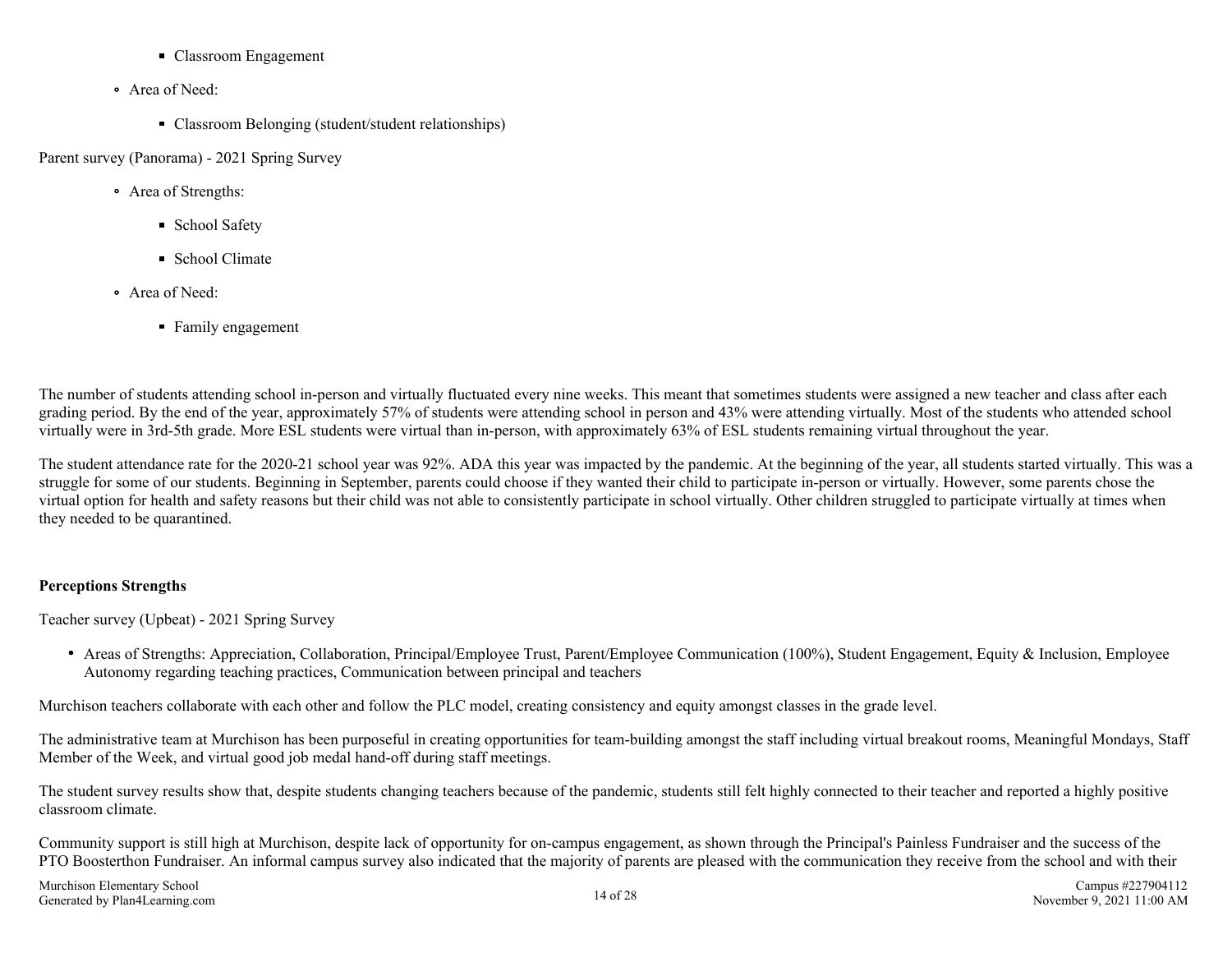- Classroom Engagement
    - Area of Need:
        - Classroom Belonging (student/student relationships)

Parent survey (Panorama) - 2021 Spring Survey

- Area of Strengths:
    - School Safety
    - School Climate
- Area of Need:
    - Family engagement

The number of students attending school in-person and virtually fluctuated every nine weeks. This meant that sometimes students were assigned a new teacher and class after each grading period. By the end of the year, approximately 57% of students were attending school in person and 43% were attending virtually. Most of the students who attended school virtually were in 3rd-5th grade. More ESL students were virtual than in-person, with approximately 63% of ESL students remaining virtual throughout the year.

The student attendance rate for the 2020-21 school year was 92%. ADA this year was impacted by the pandemic. At the beginning of the year, all students started virtually. This was a struggle for some of our students. Beginning in September, parents could choose if they wanted their child to participate in-person or virtually. However, some parents chose the virtual option for health and safety reasons but their child was not able to consistently participate in school virtually. Other children struggled to participate virtually at times when they needed to be quarantined.

**Perceptions Strengths**

Teacher survey (Upbeat) - 2021 Spring Survey

- Areas of Strengths: Appreciation, Collaboration, Principal/Employee Trust, Parent/Employee Communication (100%), Student Engagement, Equity & Inclusion, Employee Autonomy regarding teaching practices, Communication between principal and teachers

Murchison teachers collaborate with each other and follow the PLC model, creating consistency and equity amongst classes in the grade level.

The administrative team at Murchison has been purposeful in creating opportunities for team-building amongst the staff including virtual breakout rooms, Meaningful Mondays, Staff Member of the Week, and virtual good job medal hand-off during staff meetings.

The student survey results show that, despite students changing teachers because of the pandemic, students still felt highly connected to their teacher and reported a highly positive classroom climate.

Community support is still high at Murchison, despite lack of opportunity for on-campus engagement, as shown through the Principal's Painless Fundraiser and the success of the PTO Boosterthon Fundraiser. An informal campus survey also indicated that the majority of parents are pleased with the communication they receive from the school and with their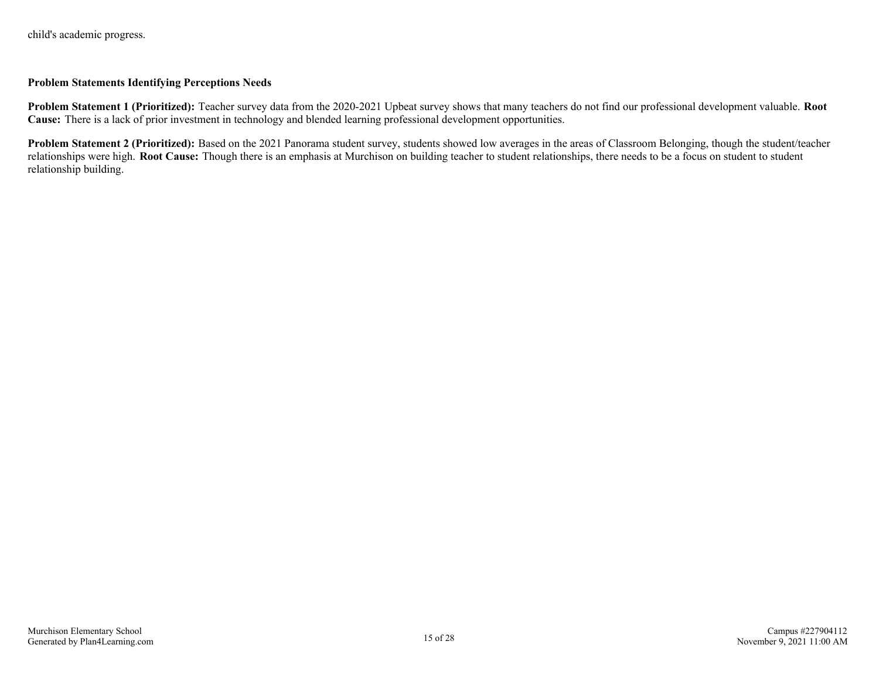child's academic progress.

**Problem Statements Identifying Perceptions Needs**

**Problem Statement 1 (Prioritized):** Teacher survey data from the 2020-2021 Upbeat survey shows that many teachers do not find our professional development valuable. **Root Cause:** There is a lack of prior investment in technology and blended learning professional development opportunities.

**Problem Statement 2 (Prioritized):** Based on the 2021 Panorama student survey, students showed low averages in the areas of Classroom Belonging, though the student/teacher relationships were high. **Root Cause:** Though there is an emphasis at Murchison on building teacher to student relationships, there needs to be a focus on student to student relationship building.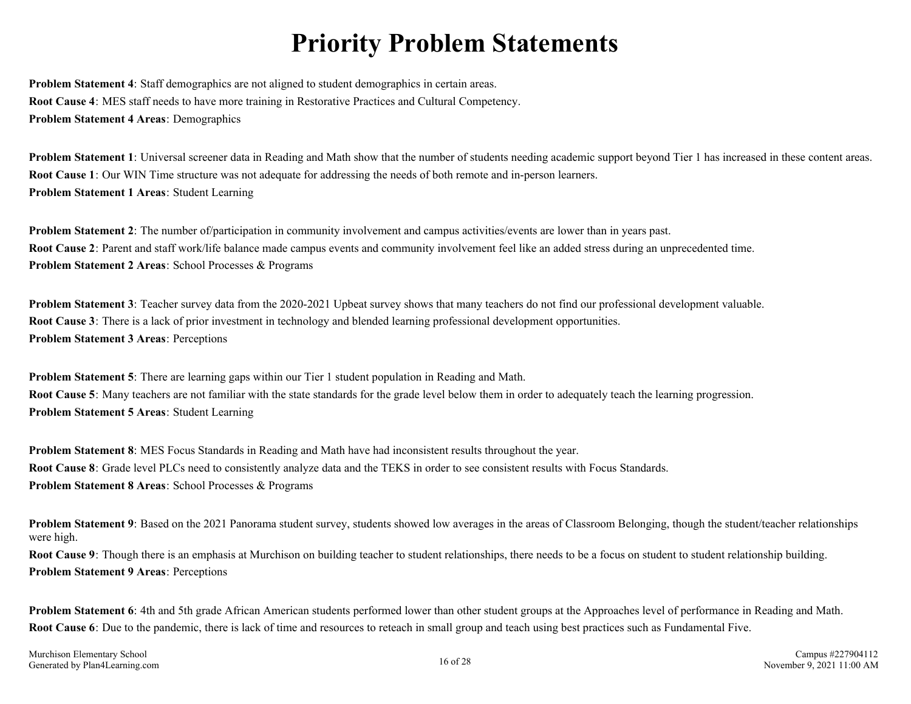# Priority Problem Statements

**Problem Statement 4**: Staff demographics are not aligned to student demographics in certain areas.
**Root Cause 4**: MES staff needs to have more training in Restorative Practices and Cultural Competency.
**Problem Statement 4 Areas**: Demographics

**Problem Statement 1**: Universal screener data in Reading and Math show that the number of students needing academic support beyond Tier 1 has increased in these content areas.
**Root Cause 1**: Our WIN Time structure was not adequate for addressing the needs of both remote and in-person learners.
**Problem Statement 1 Areas**: Student Learning

**Problem Statement 2**: The number of/participation in community involvement and campus activities/events are lower than in years past.
**Root Cause 2**: Parent and staff work/life balance made campus events and community involvement feel like an added stress during an unprecedented time.
**Problem Statement 2 Areas**: School Processes & Programs

**Problem Statement 3**: Teacher survey data from the 2020-2021 Upbeat survey shows that many teachers do not find our professional development valuable.
**Root Cause 3**: There is a lack of prior investment in technology and blended learning professional development opportunities.
**Problem Statement 3 Areas**: Perceptions

**Problem Statement 5**: There are learning gaps within our Tier 1 student population in Reading and Math.
**Root Cause 5**: Many teachers are not familiar with the state standards for the grade level below them in order to adequately teach the learning progression.
**Problem Statement 5 Areas**: Student Learning

**Problem Statement 8**: MES Focus Standards in Reading and Math have had inconsistent results throughout the year.
**Root Cause 8**: Grade level PLCs need to consistently analyze data and the TEKS in order to see consistent results with Focus Standards.
**Problem Statement 8 Areas**: School Processes & Programs

**Problem Statement 9**: Based on the 2021 Panorama student survey, students showed low averages in the areas of Classroom Belonging, though the student/teacher relationships were high.
**Root Cause 9**: Though there is an emphasis at Murchison on building teacher to student relationships, there needs to be a focus on student to student relationship building.
**Problem Statement 9 Areas**: Perceptions

**Problem Statement 6**: 4th and 5th grade African American students performed lower than other student groups at the Approaches level of performance in Reading and Math.
**Root Cause 6**: Due to the pandemic, there is lack of time and resources to reteach in small group and teach using best practices such as Fundamental Five.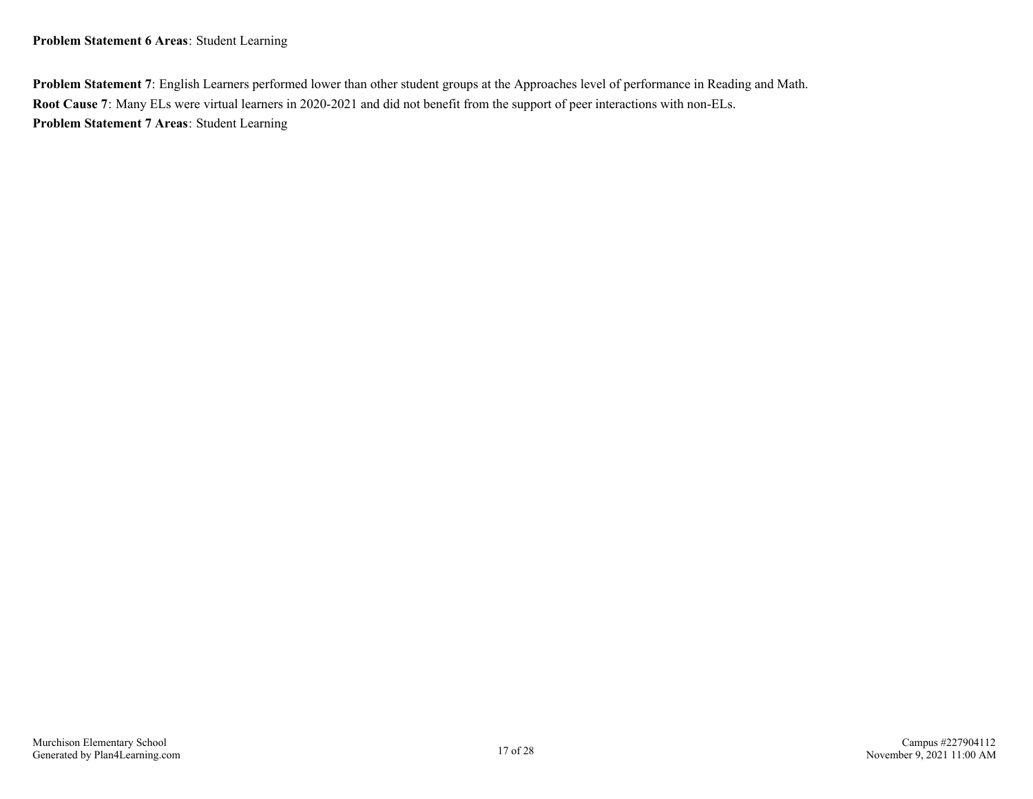**Problem Statement 6 Areas**: Student Learning

**Problem Statement 7**: English Learners performed lower than other student groups at the Approaches level of performance in Reading and Math.

**Root Cause 7**: Many ELs were virtual learners in 2020-2021 and did not benefit from the support of peer interactions with non-ELs.

**Problem Statement 7 Areas**: Student Learning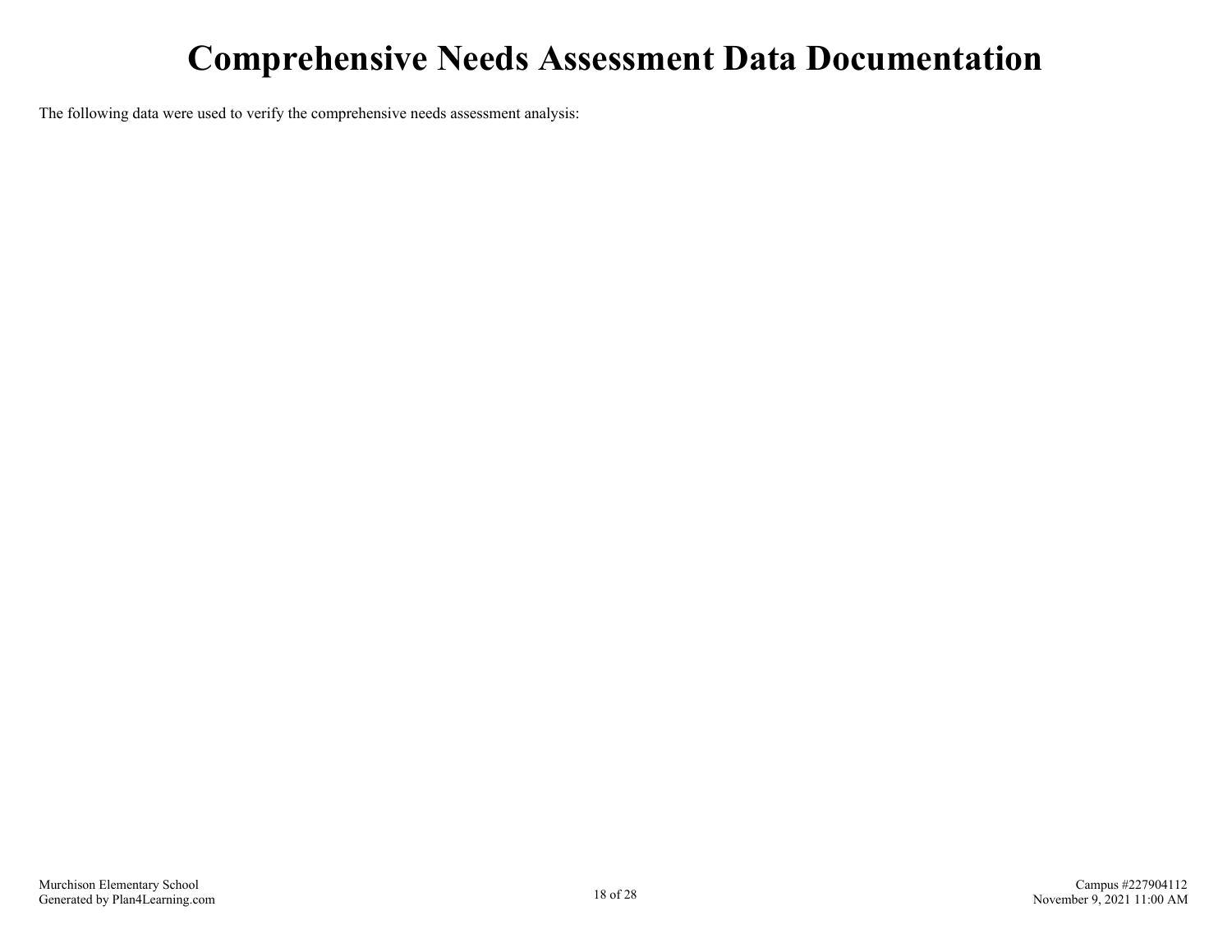# Comprehensive Needs Assessment Data Documentation

The following data were used to verify the comprehensive needs assessment analysis: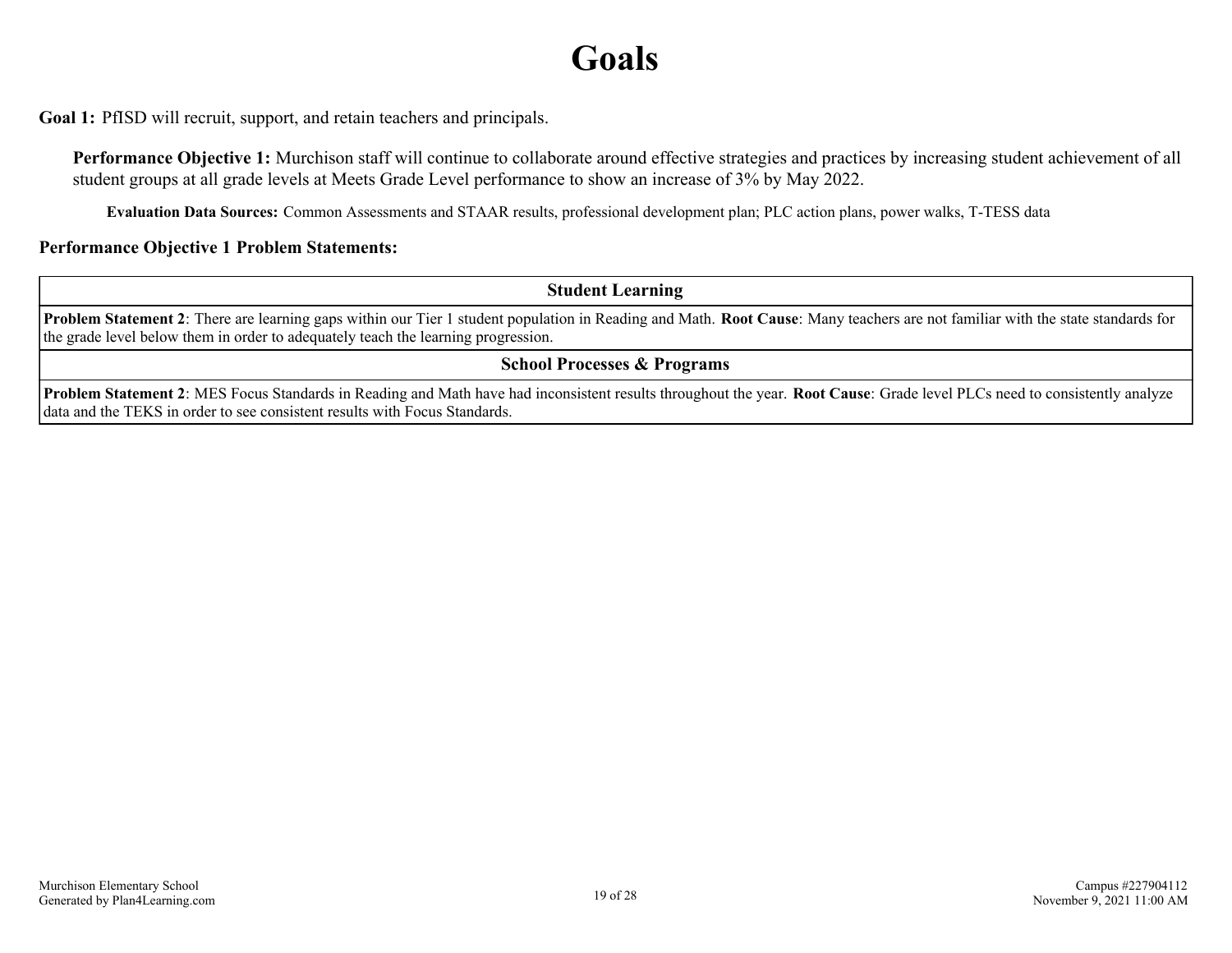# Goals

**Goal 1:** PfISD will recruit, support, and retain teachers and principals.

**Performance Objective 1:** Murchison staff will continue to collaborate around effective strategies and practices by increasing student achievement of all student groups at all grade levels at Meets Grade Level performance to show an increase of 3% by May 2022.

**Evaluation Data Sources:** Common Assessments and STAAR results, professional development plan; PLC action plans, power walks, T-TESS data

**Performance Objective 1 Problem Statements:**

| Student Learning |
|---|
| **Problem Statement 2**: There are learning gaps within our Tier 1 student population in Reading and Math. **Root Cause**: Many teachers are not familiar with the state standards for the grade level below them in order to adequately teach the learning progression. |
| **School Processes & Programs** |
| **Problem Statement 2**: MES Focus Standards in Reading and Math have had inconsistent results throughout the year. **Root Cause**: Grade level PLCs need to consistently analyze data and the TEKS in order to see consistent results with Focus Standards. |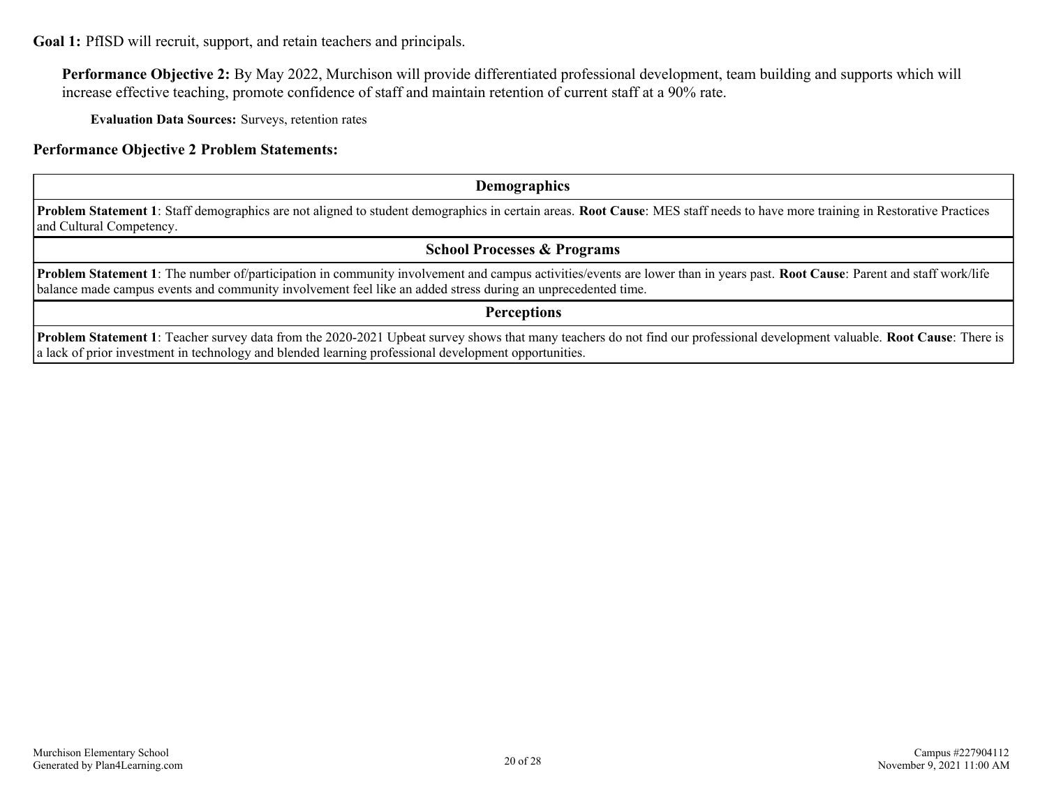**Goal 1:** PfISD will recruit, support, and retain teachers and principals.

**Performance Objective 2:** By May 2022, Murchison will provide differentiated professional development, team building and supports which will increase effective teaching, promote confidence of staff and maintain retention of current staff at a 90% rate.

**Evaluation Data Sources:** Surveys, retention rates

**Performance Objective 2 Problem Statements:**

| Demographics |
|---|
| **Problem Statement 1**: Staff demographics are not aligned to student demographics in certain areas. **Root Cause**: MES staff needs to have more training in Restorative Practices and Cultural Competency. |

| School Processes & Programs |
|---|
| **Problem Statement 1**: The number of/participation in community involvement and campus activities/events are lower than in years past. **Root Cause**: Parent and staff work/life balance made campus events and community involvement feel like an added stress during an unprecedented time. |

| Perceptions |
|---|
| **Problem Statement 1**: Teacher survey data from the 2020-2021 Upbeat survey shows that many teachers do not find our professional development valuable. **Root Cause**: There is a lack of prior investment in technology and blended learning professional development opportunities. |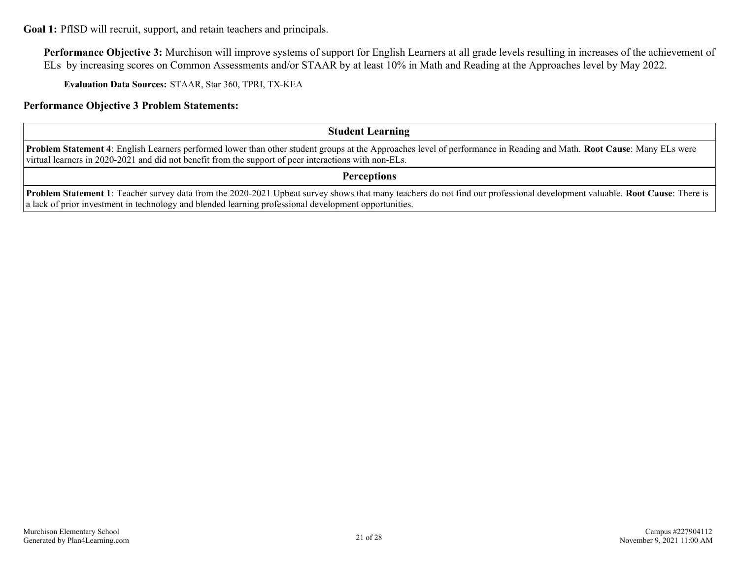**Goal 1:** PfISD will recruit, support, and retain teachers and principals.

**Performance Objective 3:** Murchison will improve systems of support for English Learners at all grade levels resulting in increases of the achievement of ELs by increasing scores on Common Assessments and/or STAAR by at least 10% in Math and Reading at the Approaches level by May 2022.

**Evaluation Data Sources:** STAAR, Star 360, TPRI, TX-KEA

**Performance Objective 3 Problem Statements:**

| Student Learning |
|---|
| **Problem Statement 4**: English Learners performed lower than other student groups at the Approaches level of performance in Reading and Math. **Root Cause**: Many ELs were virtual learners in 2020-2021 and did not benefit from the support of peer interactions with non-ELs. |
| **Perceptions** |
| **Problem Statement 1**: Teacher survey data from the 2020-2021 Upbeat survey shows that many teachers do not find our professional development valuable. **Root Cause**: There is a lack of prior investment in technology and blended learning professional development opportunities. |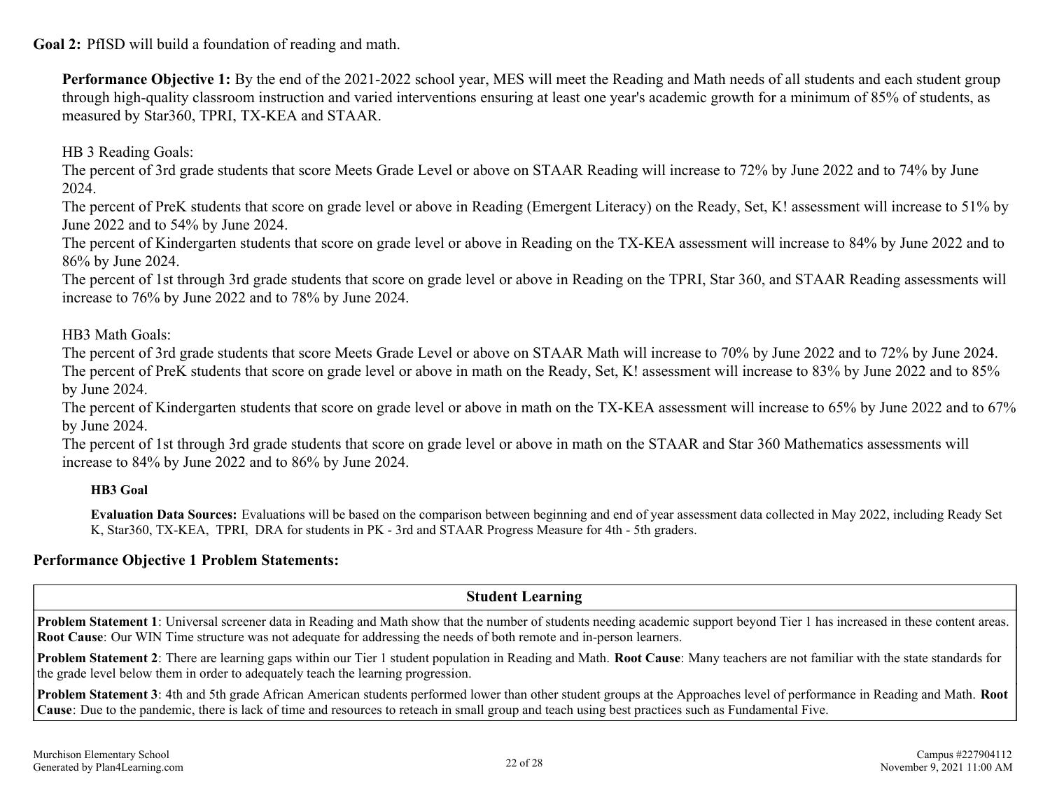**Goal 2:** PfISD will build a foundation of reading and math.

**Performance Objective 1:** By the end of the 2021-2022 school year, MES will meet the Reading and Math needs of all students and each student group through high-quality classroom instruction and varied interventions ensuring at least one year's academic growth for a minimum of 85% of students, as measured by Star360, TPRI, TX-KEA and STAAR.

HB 3 Reading Goals:
The percent of 3rd grade students that score Meets Grade Level or above on STAAR Reading will increase to 72% by June 2022 and to 74% by June 2024.
The percent of PreK students that score on grade level or above in Reading (Emergent Literacy) on the Ready, Set, K! assessment will increase to 51% by June 2022 and to 54% by June 2024.
The percent of Kindergarten students that score on grade level or above in Reading on the TX-KEA assessment will increase to 84% by June 2022 and to 86% by June 2024.
The percent of 1st through 3rd grade students that score on grade level or above in Reading on the TPRI, Star 360, and STAAR Reading assessments will increase to 76% by June 2022 and to 78% by June 2024.

HB3 Math Goals:
The percent of 3rd grade students that score Meets Grade Level or above on STAAR Math will increase to 70% by June 2022 and to 72% by June 2024.
The percent of PreK students that score on grade level or above in math on the Ready, Set, K! assessment will increase to 83% by June 2022 and to 85% by June 2024.
The percent of Kindergarten students that score on grade level or above in math on the TX-KEA assessment will increase to 65% by June 2022 and to 67% by June 2024.
The percent of 1st through 3rd grade students that score on grade level or above in math on the STAAR and Star 360 Mathematics assessments will increase to 84% by June 2022 and to 86% by June 2024.

**HB3 Goal**

**Evaluation Data Sources:** Evaluations will be based on the comparison between beginning and end of year assessment data collected in May 2022, including Ready Set K, Star360, TX-KEA, TPRI, DRA for students in PK - 3rd and STAAR Progress Measure for 4th - 5th graders.

## Performance Objective 1 Problem Statements:

| Student Learning |
|---|
| **Problem Statement 1**: Universal screener data in Reading and Math show that the number of students needing academic support beyond Tier 1 has increased in these content areas. **Root Cause**: Our WIN Time structure was not adequate for addressing the needs of both remote and in-person learners. |
| **Problem Statement 2**: There are learning gaps within our Tier 1 student population in Reading and Math. **Root Cause**: Many teachers are not familiar with the state standards for the grade level below them in order to adequately teach the learning progression. |
| **Problem Statement 3**: 4th and 5th grade African American students performed lower than other student groups at the Approaches level of performance in Reading and Math. **Root Cause**: Due to the pandemic, there is lack of time and resources to reteach in small group and teach using best practices such as Fundamental Five. |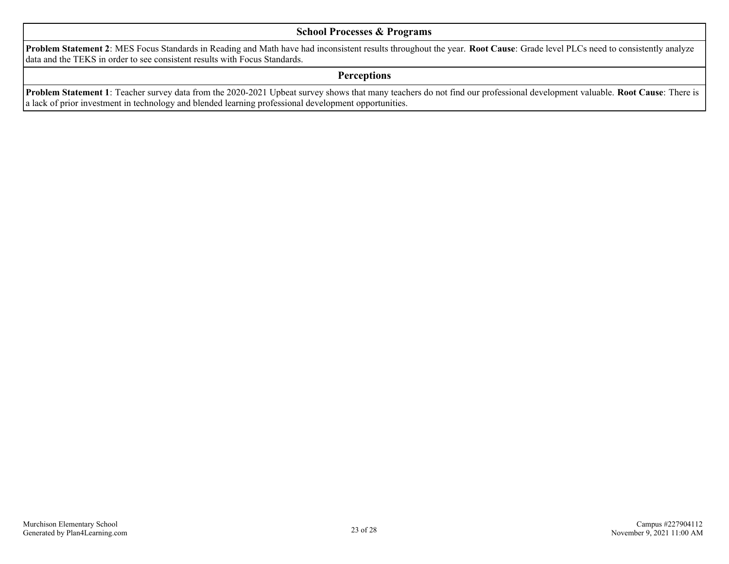### School Processes & Programs

**Problem Statement 2**: MES Focus Standards in Reading and Math have had inconsistent results throughout the year. **Root Cause**: Grade level PLCs need to consistently analyze data and the TEKS in order to see consistent results with Focus Standards.

### Perceptions

**Problem Statement 1**: Teacher survey data from the 2020-2021 Upbeat survey shows that many teachers do not find our professional development valuable. **Root Cause**: There is a lack of prior investment in technology and blended learning professional development opportunities.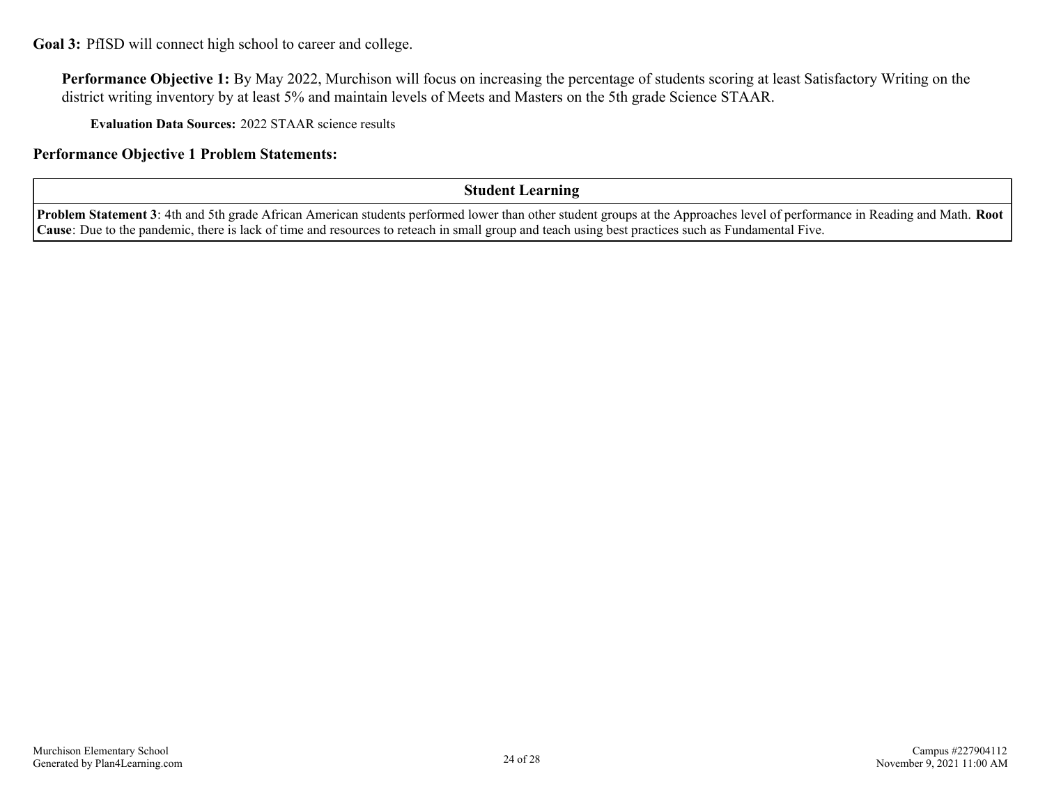**Goal 3:** PfISD will connect high school to career and college.

**Performance Objective 1:** By May 2022, Murchison will focus on increasing the percentage of students scoring at least Satisfactory Writing on the district writing inventory by at least 5% and maintain levels of Meets and Masters on the 5th grade Science STAAR.

**Evaluation Data Sources:** 2022 STAAR science results

**Performance Objective 1 Problem Statements:**

| Student Learning |
| --- |
| **Problem Statement 3**: 4th and 5th grade African American students performed lower than other student groups at the Approaches level of performance in Reading and Math. **Root Cause**: Due to the pandemic, there is lack of time and resources to reteach in small group and teach using best practices such as Fundamental Five. |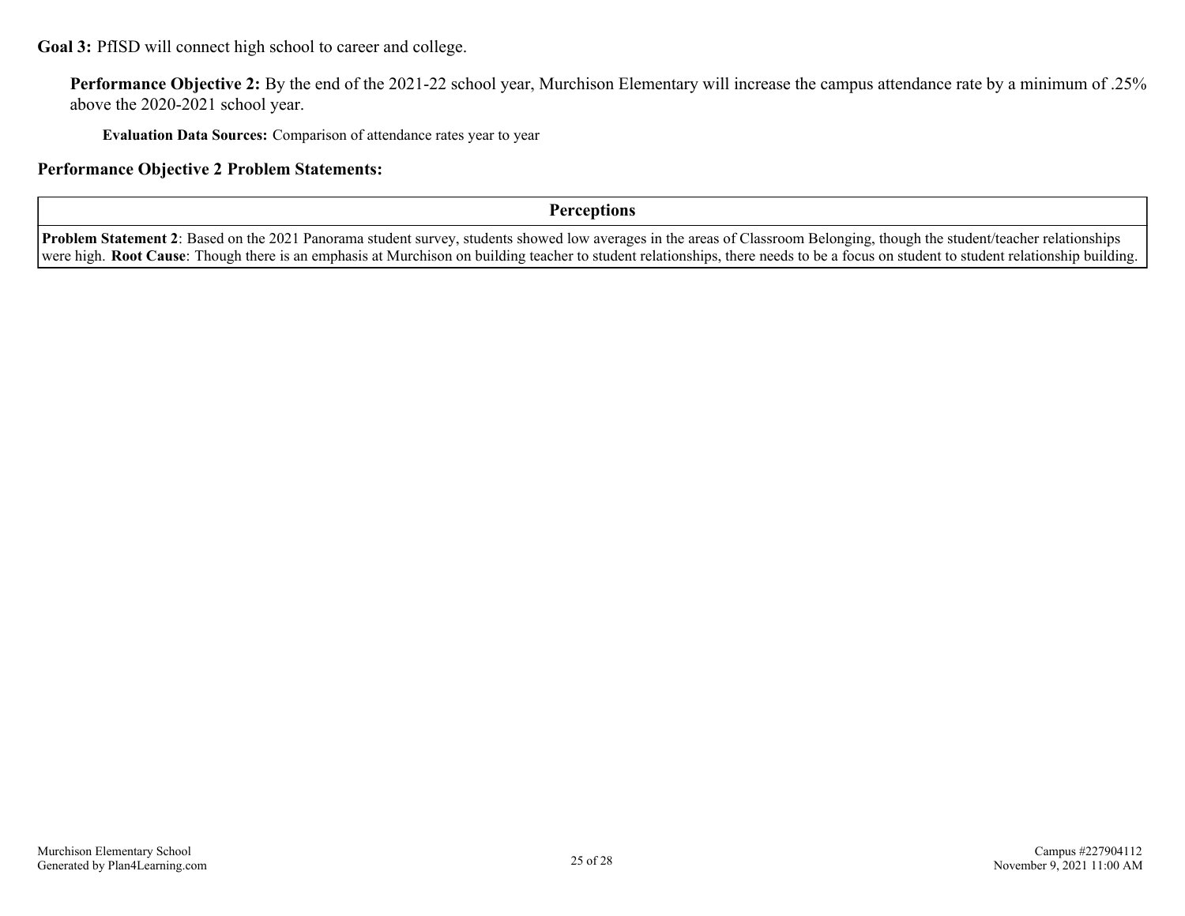**Goal 3:** PfISD will connect high school to career and college.

**Performance Objective 2:** By the end of the 2021-22 school year, Murchison Elementary will increase the campus attendance rate by a minimum of .25% above the 2020-2021 school year.

**Evaluation Data Sources:** Comparison of attendance rates year to year

## Performance Objective 2 Problem Statements:

| Perceptions |
| --- |
| **Problem Statement 2**: Based on the 2021 Panorama student survey, students showed low averages in the areas of Classroom Belonging, though the student/teacher relationships were high. **Root Cause**: Though there is an emphasis at Murchison on building teacher to student relationships, there needs to be a focus on student to student relationship building. |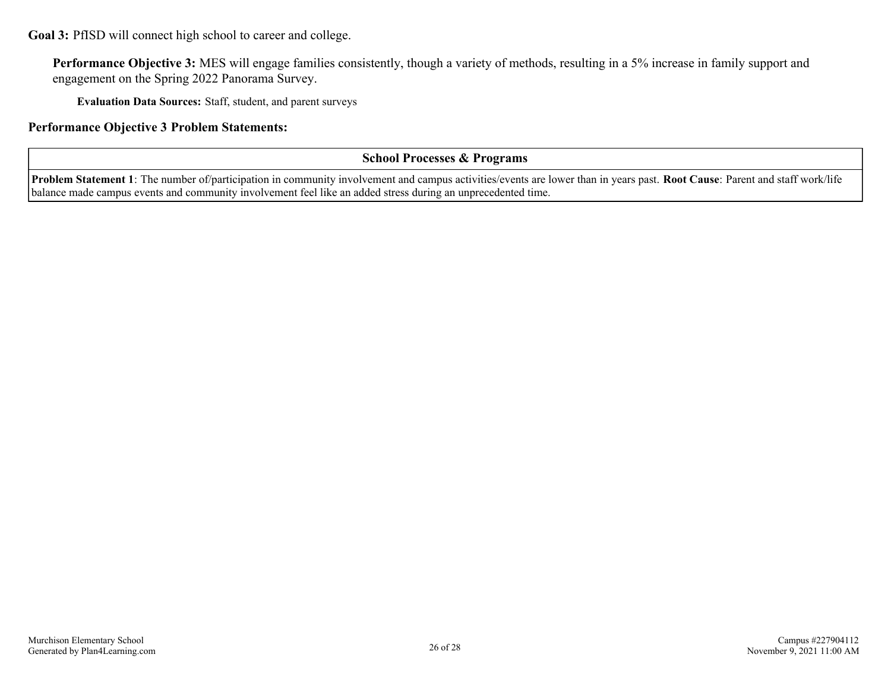**Goal 3:** PfISD will connect high school to career and college.

**Performance Objective 3:** MES will engage families consistently, though a variety of methods, resulting in a 5% increase in family support and engagement on the Spring 2022 Panorama Survey.

**Evaluation Data Sources:** Staff, student, and parent surveys

### Performance Objective 3 Problem Statements:

| School Processes & Programs |
|---|
| **Problem Statement 1**: The number of/participation in community involvement and campus activities/events are lower than in years past. **Root Cause**: Parent and staff work/life balance made campus events and community involvement feel like an added stress during an unprecedented time. |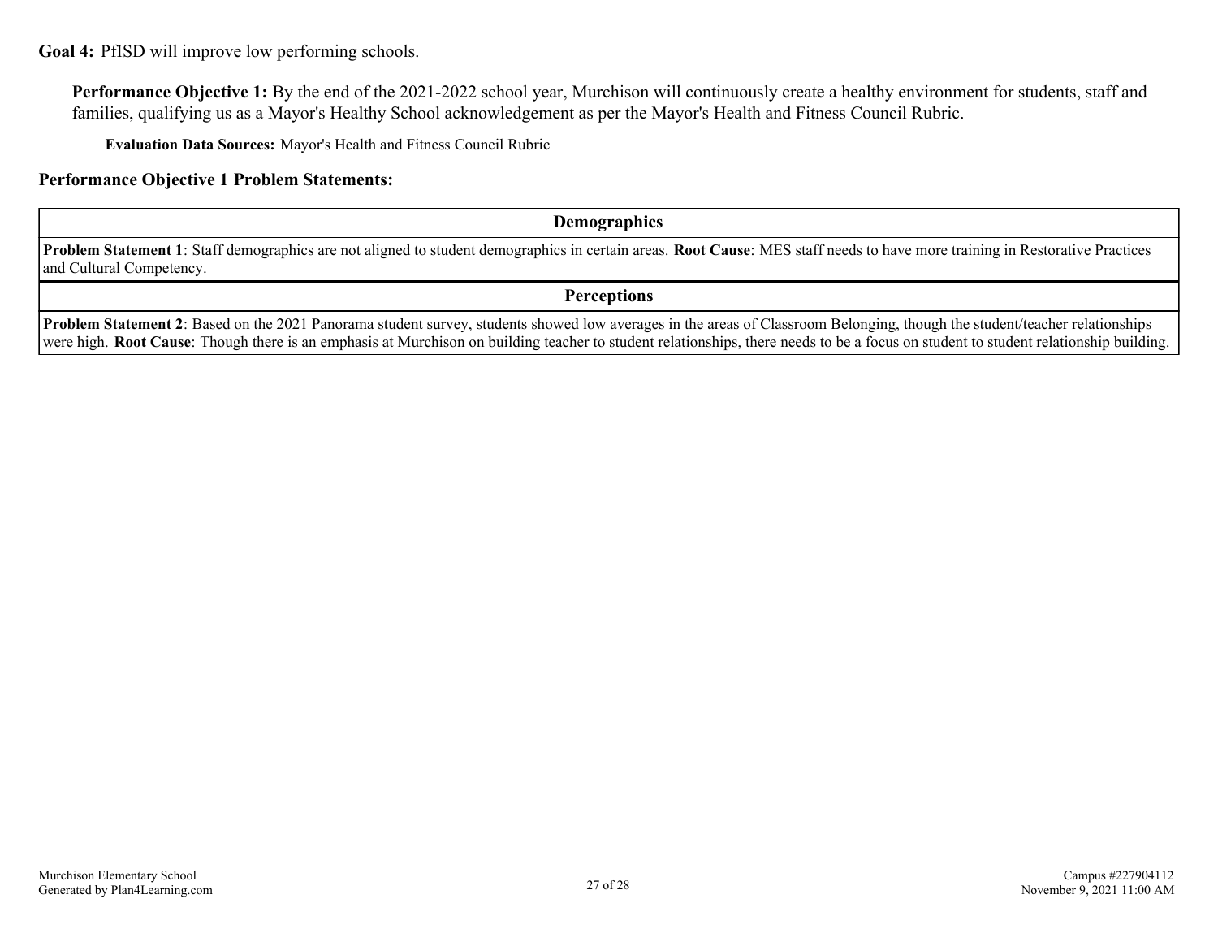**Goal 4:** PfISD will improve low performing schools.

**Performance Objective 1:** By the end of the 2021-2022 school year, Murchison will continuously create a healthy environment for students, staff and families, qualifying us as a Mayor's Healthy School acknowledgement as per the Mayor's Health and Fitness Council Rubric.

**Evaluation Data Sources:** Mayor's Health and Fitness Council Rubric

**Performance Objective 1 Problem Statements:**

| Demographics |
| --- |
| **Problem Statement 1**: Staff demographics are not aligned to student demographics in certain areas. **Root Cause**: MES staff needs to have more training in Restorative Practices and Cultural Competency. |

| Perceptions |
| --- |
| **Problem Statement 2**: Based on the 2021 Panorama student survey, students showed low averages in the areas of Classroom Belonging, though the student/teacher relationships were high. **Root Cause**: Though there is an emphasis at Murchison on building teacher to student relationships, there needs to be a focus on student to student relationship building. |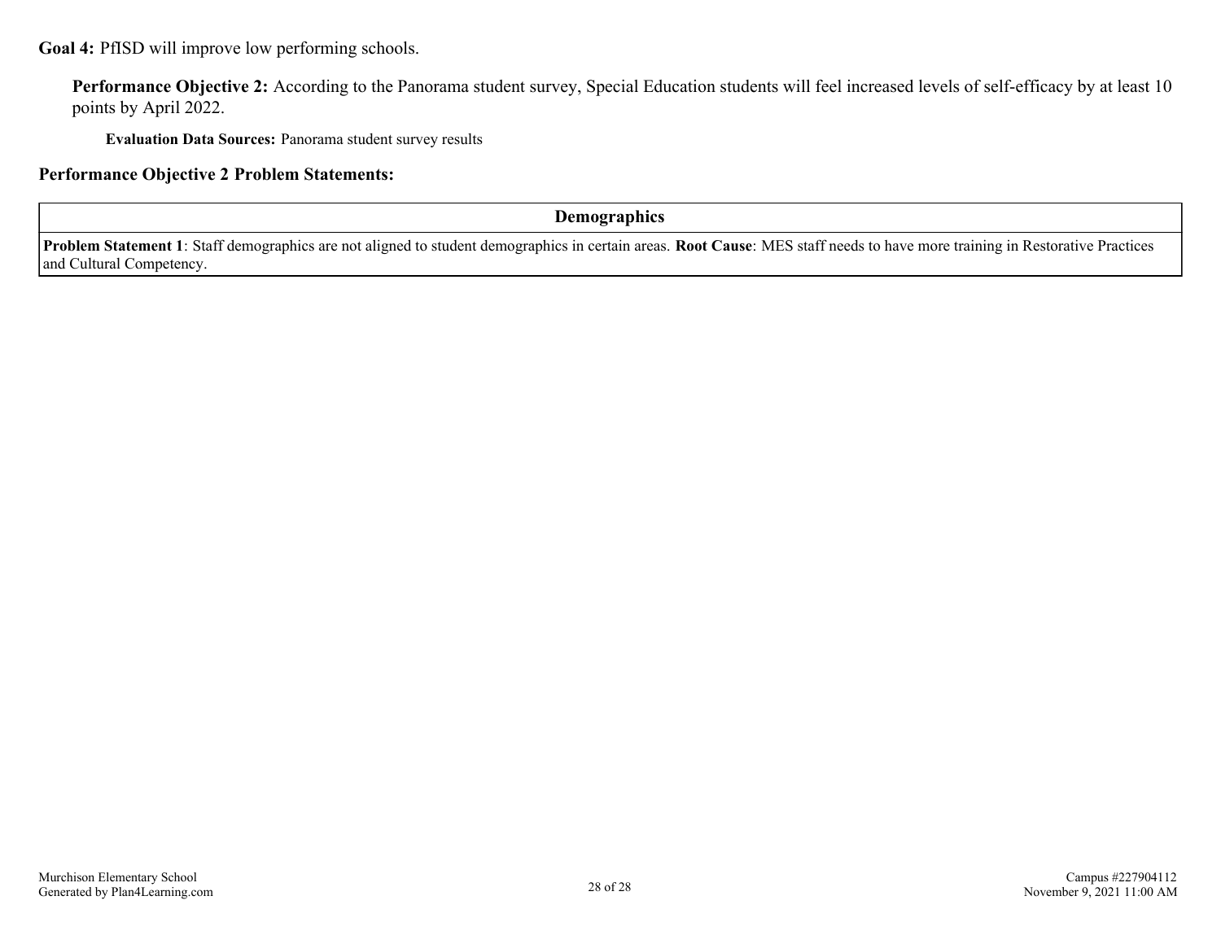**Goal 4:** PfISD will improve low performing schools.

**Performance Objective 2:** According to the Panorama student survey, Special Education students will feel increased levels of self-efficacy by at least 10 points by April 2022.

**Evaluation Data Sources:** Panorama student survey results

**Performance Objective 2 Problem Statements:**

| Demographics |
| --- |
| **Problem Statement 1**: Staff demographics are not aligned to student demographics in certain areas. **Root Cause**: MES staff needs to have more training in Restorative Practices and Cultural Competency. |